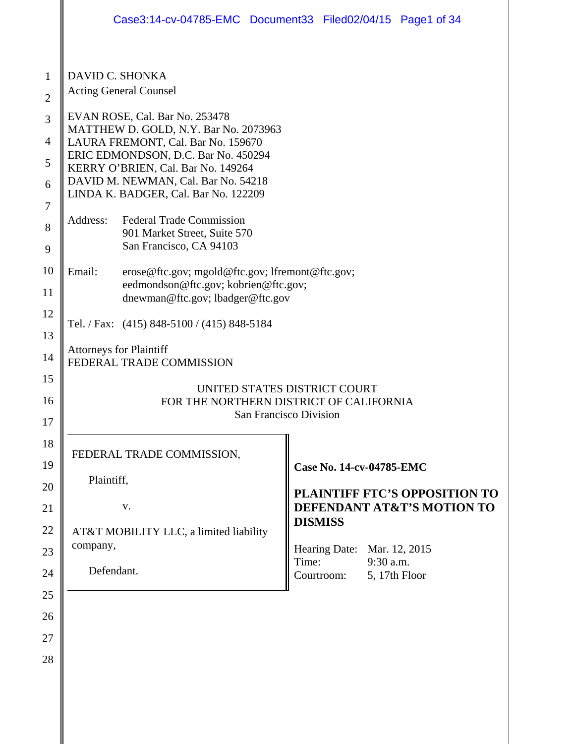DAVID C. SHONKA
Acting General Counsel

EVAN ROSE, Cal. Bar No. 253478
MATTHEW D. GOLD, N.Y. Bar No. 2073963
LAURA FREMONT, Cal. Bar No. 159670
ERIC EDMONDSON, D.C. Bar No. 450294
KERRY O'BRIEN, Cal. Bar No. 149264
DAVID M. NEWMAN, Cal. Bar No. 54218
LINDA K. BADGER, Cal. Bar No. 122209

Address: Federal Trade Commission
901 Market Street, Suite 570
San Francisco, CA 94103

Email: erose@ftc.gov; mgold@ftc.gov; lfremont@ftc.gov;
eedmondson@ftc.gov; kobrien@ftc.gov;
dnewman@ftc.gov; lbadger@ftc.gov

Tel. / Fax: (415) 848-5100 / (415) 848-5184

Attorneys for Plaintiff
FEDERAL TRADE COMMISSION

UNITED STATES DISTRICT COURT
FOR THE NORTHERN DISTRICT OF CALIFORNIA
San Francisco Division

FEDERAL TRADE COMMISSION,

Plaintiff,

v.

AT&T MOBILITY LLC, a limited liability company,

Defendant.

**Case No. 14-cv-04785-EMC**

**PLAINTIFF FTC'S OPPOSITION TO DEFENDANT AT&T'S MOTION TO DISMISS**

Hearing Date: Mar. 12, 2015
Time: 9:30 a.m.
Courtroom: 5, 17th Floor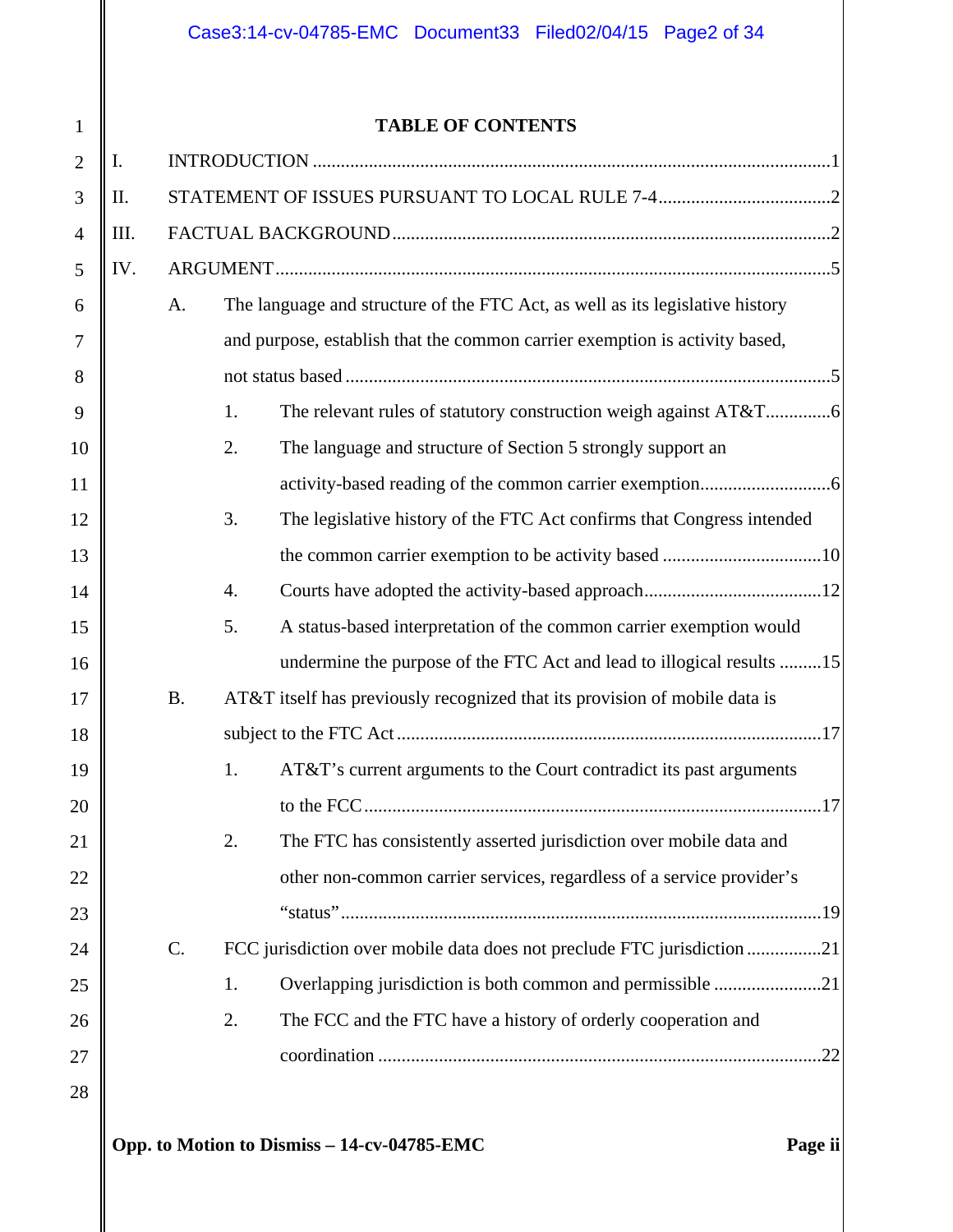# TABLE OF CONTENTS

I. INTRODUCTION ..... 1

II. STATEMENT OF ISSUES PURSUANT TO LOCAL RULE 7-4 ..... 2

III. FACTUAL BACKGROUND ..... 2

IV. ARGUMENT ..... 5

- A. The language and structure of the FTC Act, as well as its legislative history and purpose, establish that the common carrier exemption is activity based, not status based ..... 5
  1. The relevant rules of statutory construction weigh against AT&T ..... 6
  2. The language and structure of Section 5 strongly support an activity-based reading of the common carrier exemption ..... 6
  3. The legislative history of the FTC Act confirms that Congress intended the common carrier exemption to be activity based ..... 10
  4. Courts have adopted the activity-based approach ..... 12
  5. A status-based interpretation of the common carrier exemption would undermine the purpose of the FTC Act and lead to illogical results ..... 15
- B. AT&T itself has previously recognized that its provision of mobile data is subject to the FTC Act ..... 17
  1. AT&T's current arguments to the Court contradict its past arguments to the FCC ..... 17
  2. The FTC has consistently asserted jurisdiction over mobile data and other non-common carrier services, regardless of a service provider's "status" ..... 19
- C. FCC jurisdiction over mobile data does not preclude FTC jurisdiction ..... 21
  1. Overlapping jurisdiction is both common and permissible ..... 21
  2. The FCC and the FTC have a history of orderly cooperation and coordination ..... 22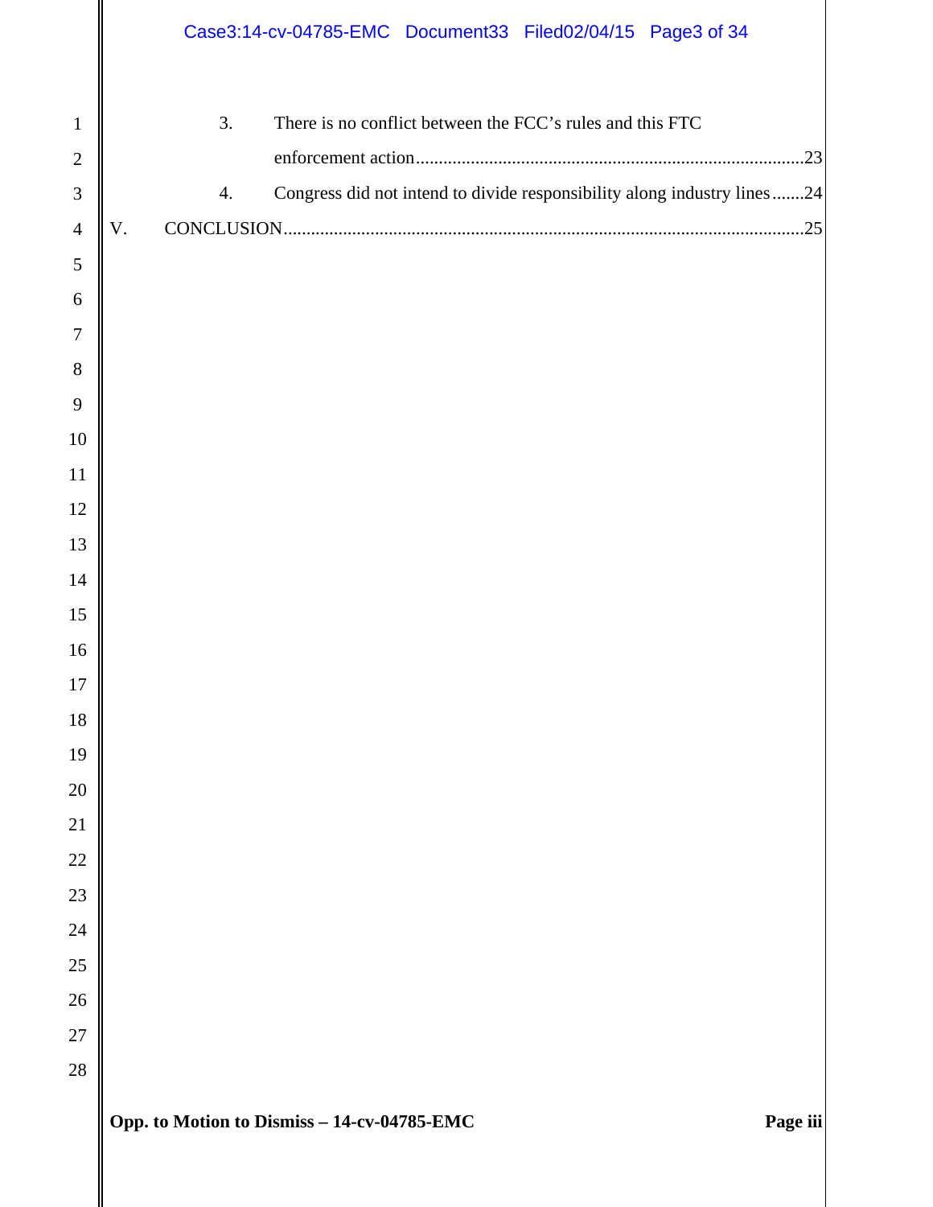3. There is no conflict between the FCC's rules and this FTC enforcement action....................................................................................23

4. Congress did not intend to divide responsibility along industry lines.......24

V. CONCLUSION..................................................................................................................25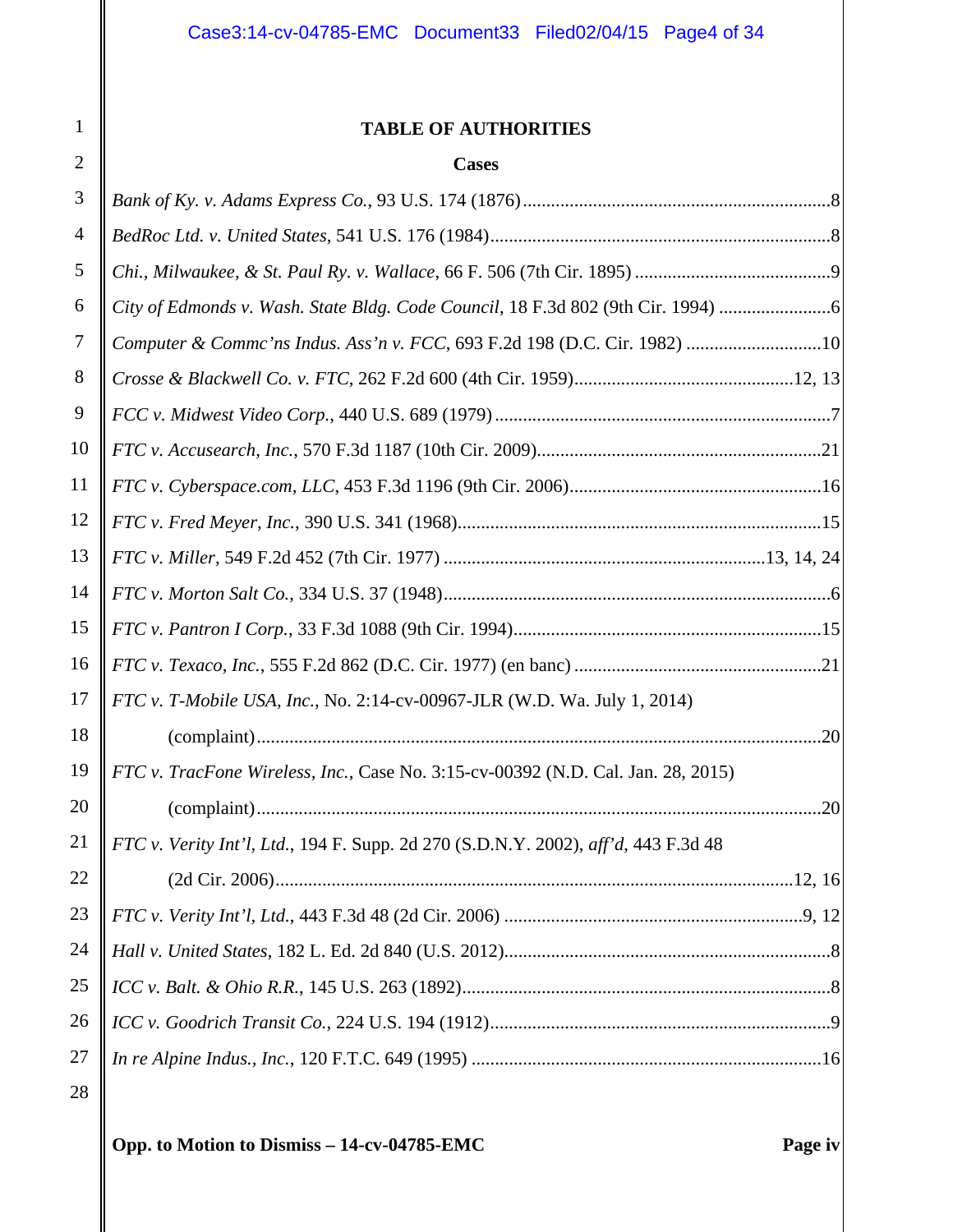## TABLE OF AUTHORITIES

### Cases

*Bank of Ky. v. Adams Express Co.*, 93 U.S. 174 (1876)....................................................................8

*BedRoc Ltd. v. United States*, 541 U.S. 176 (1984)..........................................................................8

*Chi., Milwaukee, & St. Paul Ry. v. Wallace*, 66 F. 506 (7th Cir. 1895) ...........................................9

*City of Edmonds v. Wash. State Bldg. Code Council*, 18 F.3d 802 (9th Cir. 1994) .........................6

*Computer & Commc'ns Indus. Ass'n v. FCC*, 693 F.2d 198 (D.C. Cir. 1982) .............................10

*Crosse & Blackwell Co. v. FTC*, 262 F.2d 600 (4th Cir. 1959)...............................................12, 13

*FCC v. Midwest Video Corp.*, 440 U.S. 689 (1979) ........................................................................7

*FTC v. Accusearch, Inc.*, 570 F.3d 1187 (10th Cir. 2009).............................................................21

*FTC v. Cyberspace.com, LLC*, 453 F.3d 1196 (9th Cir. 2006)......................................................16

*FTC v. Fred Meyer, Inc.*, 390 U.S. 341 (1968)..............................................................................15

*FTC v. Miller*, 549 F.2d 452 (7th Cir. 1977) .....................................................................13, 14, 24

*FTC v. Morton Salt Co.*, 334 U.S. 37 (1948)...................................................................................6

*FTC v. Pantron I Corp.*, 33 F.3d 1088 (9th Cir. 1994)..................................................................15

*FTC v. Texaco, Inc.*, 555 F.2d 862 (D.C. Cir. 1977) (en banc) .....................................................21

*FTC v. T-Mobile USA, Inc.*, No. 2:14-cv-00967-JLR (W.D. Wa. July 1, 2014) (complaint)........................................................................................................................20

*FTC v. TracFone Wireless, Inc.*, Case No. 3:15-cv-00392 (N.D. Cal. Jan. 28, 2015) (complaint)........................................................................................................................20

*FTC v. Verity Int'l, Ltd.*, 194 F. Supp. 2d 270 (S.D.N.Y. 2002), *aff'd*, 443 F.3d 48 (2d Cir. 2006)...............................................................................................................12, 16

*FTC v. Verity Int'l, Ltd.*, 443 F.3d 48 (2d Cir. 2006) ................................................................9, 12

*Hall v. United States*, 182 L. Ed. 2d 840 (U.S. 2012)......................................................................8

*ICC v. Balt. & Ohio R.R.*, 145 U.S. 263 (1892)...............................................................................8

*ICC v. Goodrich Transit Co.*, 224 U.S. 194 (1912).........................................................................9

*In re Alpine Indus., Inc.*, 120 F.T.C. 649 (1995) ...........................................................................16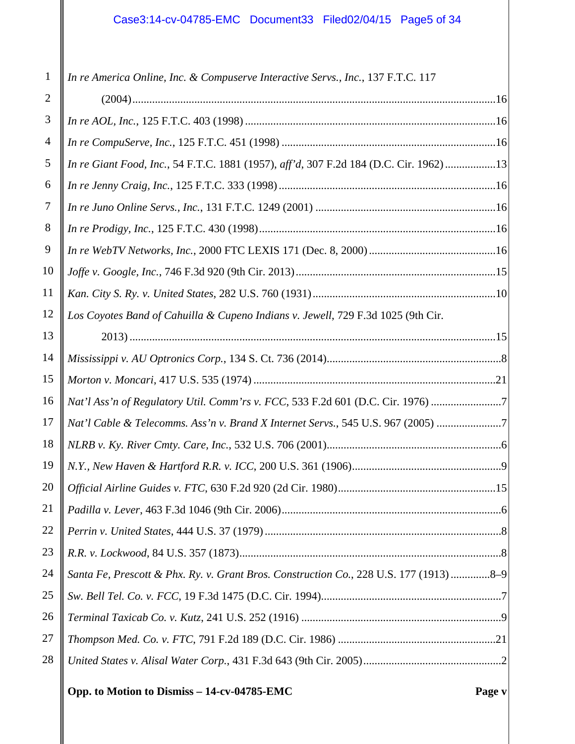*In re America Online, Inc. & Compuserve Interactive Servs., Inc.*, 137 F.T.C. 117 (2004) ....16

*In re AOL, Inc.*, 125 F.T.C. 403 (1998) ....16

*In re CompuServe, Inc.*, 125 F.T.C. 451 (1998) ....16

*In re Giant Food, Inc.*, 54 F.T.C. 1881 (1957), *aff'd*, 307 F.2d 184 (D.C. Cir. 1962) ....13

*In re Jenny Craig, Inc.*, 125 F.T.C. 333 (1998) ....16

*In re Juno Online Servs., Inc.*, 131 F.T.C. 1249 (2001) ....16

*In re Prodigy, Inc.*, 125 F.T.C. 430 (1998) ....16

*In re WebTV Networks, Inc.*, 2000 FTC LEXIS 171 (Dec. 8, 2000) ....16

*Joffe v. Google, Inc.*, 746 F.3d 920 (9th Cir. 2013) ....15

*Kan. City S. Ry. v. United States*, 282 U.S. 760 (1931) ....10

*Los Coyotes Band of Cahuilla & Cupeno Indians v. Jewell*, 729 F.3d 1025 (9th Cir. 2013) ....15

*Mississippi v. AU Optronics Corp.*, 134 S. Ct. 736 (2014) ....8

*Morton v. Moncari*, 417 U.S. 535 (1974) ....21

*Nat'l Ass'n of Regulatory Util. Comm'rs v. FCC*, 533 F.2d 601 (D.C. Cir. 1976) ....7

*Nat'l Cable & Telecomms. Ass'n v. Brand X Internet Servs.*, 545 U.S. 967 (2005) ....7

*NLRB v. Ky. River Cmty. Care, Inc.*, 532 U.S. 706 (2001) ....6

*N.Y., New Haven & Hartford R.R. v. ICC*, 200 U.S. 361 (1906) ....9

*Official Airline Guides v. FTC*, 630 F.2d 920 (2d Cir. 1980) ....15

*Padilla v. Lever*, 463 F.3d 1046 (9th Cir. 2006) ....6

*Perrin v. United States*, 444 U.S. 37 (1979) ....8

*R.R. v. Lockwood*, 84 U.S. 357 (1873) ....8

*Santa Fe, Prescott & Phx. Ry. v. Grant Bros. Construction Co.*, 228 U.S. 177 (1913) ....8–9

*Sw. Bell Tel. Co. v. FCC*, 19 F.3d 1475 (D.C. Cir. 1994) ....7

*Terminal Taxicab Co. v. Kutz*, 241 U.S. 252 (1916) ....9

*Thompson Med. Co. v. FTC*, 791 F.2d 189 (D.C. Cir. 1986) ....21

*United States v. Alisal Water Corp.*, 431 F.3d 643 (9th Cir. 2005) ....2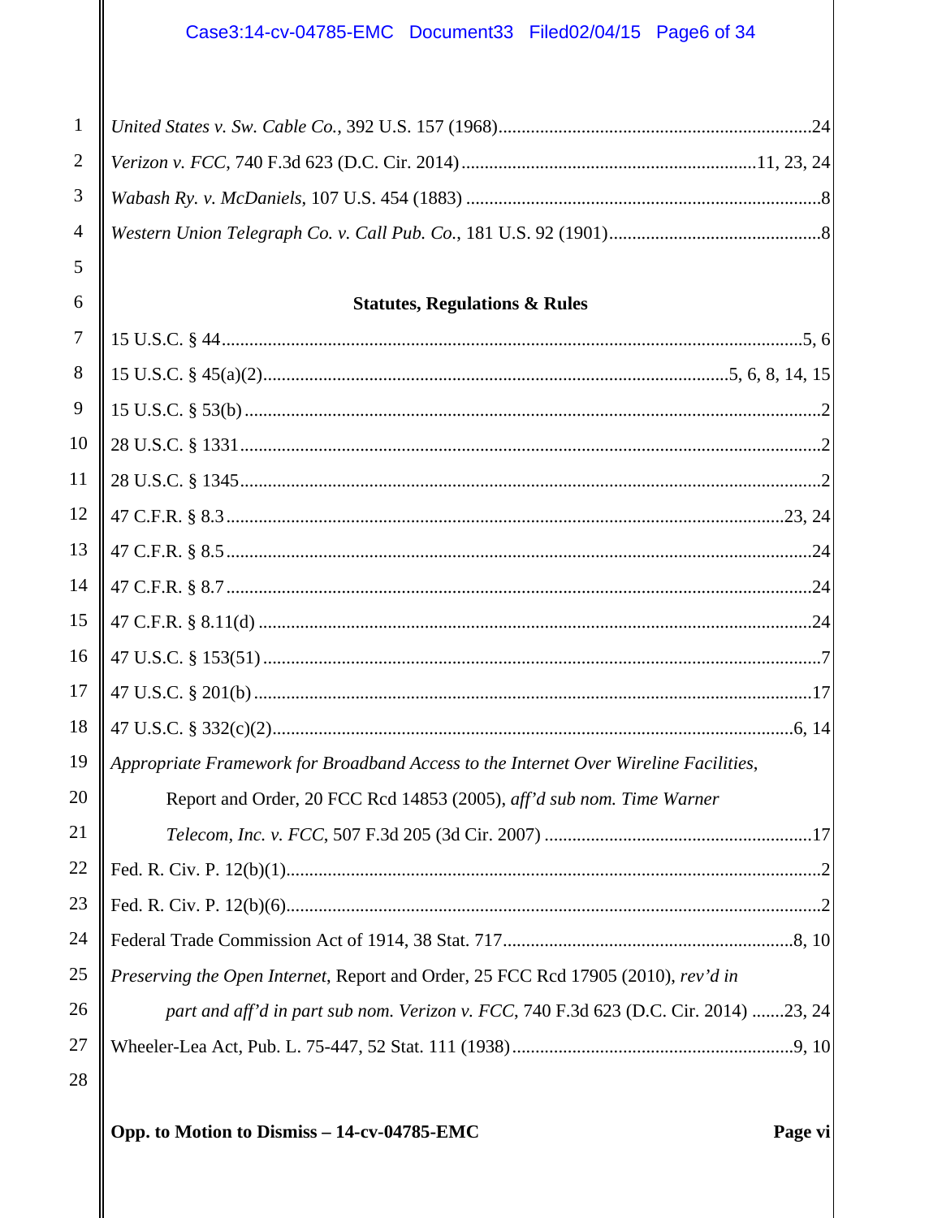*United States v. Sw. Cable Co.*, 392 U.S. 157 (1968)....................................................................24

*Verizon v. FCC*, 740 F.3d 623 (D.C. Cir. 2014)................................................................11, 23, 24

*Wabash Ry. v. McDaniels*, 107 U.S. 454 (1883) ...........................................................................8

*Western Union Telegraph Co. v. Call Pub. Co.*, 181 U.S. 92 (1901)..............................................8

**Statutes, Regulations & Rules**

15 U.S.C. § 44..............................................................................................................................5, 6

15 U.S.C. § 45(a)(2)....................................................................................................5, 6, 8, 14, 15

15 U.S.C. § 53(b) ..............................................................................................................................2

28 U.S.C. § 1331...............................................................................................................................2

28 U.S.C. § 1345...............................................................................................................................2

47 C.F.R. § 8.3...........................................................................................................................23, 24

47 C.F.R. § 8.5.................................................................................................................................24

47 C.F.R. § 8.7.................................................................................................................................24

47 C.F.R. § 8.11(d) ..........................................................................................................................24

47 U.S.C. § 153(51) ...........................................................................................................................7

47 U.S.C. § 201(b) ...........................................................................................................................17

47 U.S.C. § 332(c)(2)....................................................................................................................6, 14

*Appropriate Framework for Broadband Access to the Internet Over Wireline Facilities*, Report and Order, 20 FCC Rcd 14853 (2005), *aff'd sub nom. Time Warner Telecom, Inc. v. FCC*, 507 F.3d 205 (3d Cir. 2007) ..........................................................17

Fed. R. Civ. P. 12(b)(1)......................................................................................................................2

Fed. R. Civ. P. 12(b)(6)......................................................................................................................2

Federal Trade Commission Act of 1914, 38 Stat. 717...............................................................8, 10

*Preserving the Open Internet*, Report and Order, 25 FCC Rcd 17905 (2010), *rev'd in part and aff'd in part sub nom. Verizon v. FCC*, 740 F.3d 623 (D.C. Cir. 2014) .......23, 24

Wheeler-Lea Act, Pub. L. 75-447, 52 Stat. 111 (1938).............................................................9, 10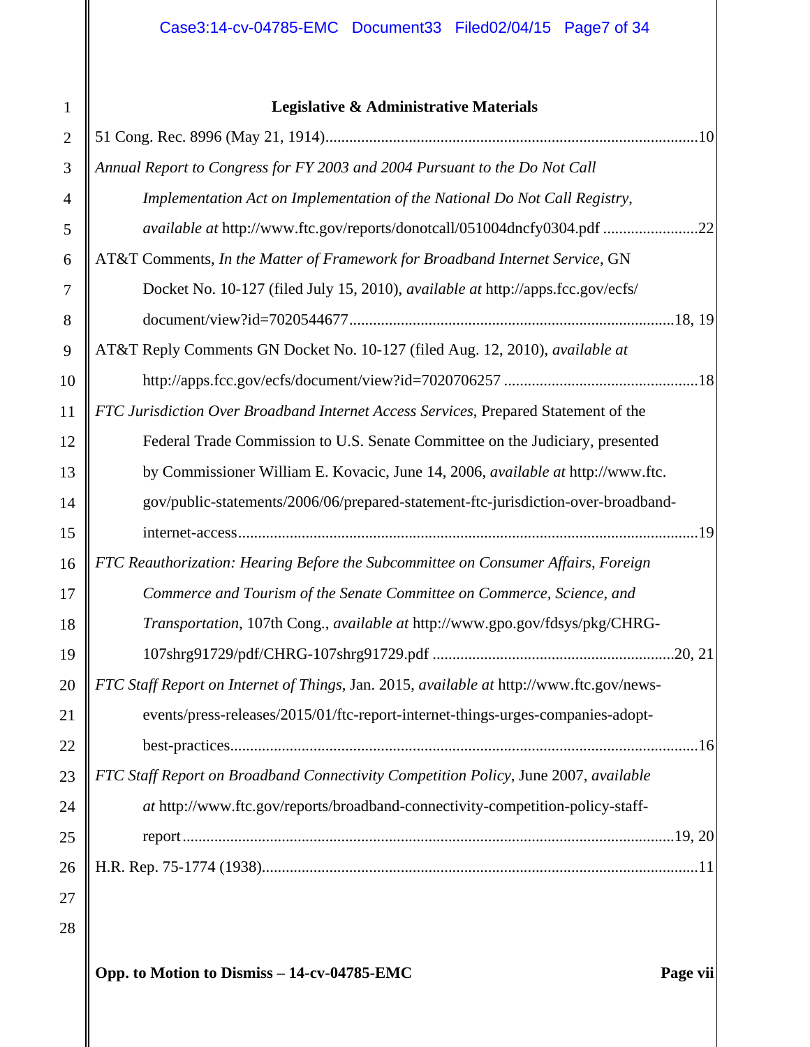**Legislative & Administrative Materials**

51 Cong. Rec. 8996 (May 21, 1914)..............................................................................................10

*Annual Report to Congress for FY 2003 and 2004 Pursuant to the Do Not Call Implementation Act on Implementation of the National Do Not Call Registry*, *available at* http://www.ftc.gov/reports/donotcall/051004dncfy0304.pdf ........................22

AT&T Comments, *In the Matter of Framework for Broadband Internet Service*, GN Docket No. 10-127 (filed July 15, 2010), *available at* http://apps.fcc.gov/ecfs/document/view?id=7020544677.................................................................................18, 19

AT&T Reply Comments GN Docket No. 10-127 (filed Aug. 12, 2010), *available at* http://apps.fcc.gov/ecfs/document/view?id=7020706257 .................................................18

*FTC Jurisdiction Over Broadband Internet Access Services*, Prepared Statement of the Federal Trade Commission to U.S. Senate Committee on the Judiciary, presented by Commissioner William E. Kovacic, June 14, 2006, *available at* http://www.ftc.gov/public-statements/2006/06/prepared-statement-ftc-jurisdiction-over-broadband-internet-access....................................................................................................................19

*FTC Reauthorization: Hearing Before the Subcommittee on Consumer Affairs, Foreign Commerce and Tourism of the Senate Committee on Commerce, Science, and Transportation*, 107th Cong., *available at* http://www.gpo.gov/fdsys/pkg/CHRG-107shrg91729/pdf/CHRG-107shrg91729.pdf .............................................................20, 21

*FTC Staff Report on Internet of Things*, Jan. 2015, *available at* http://www.ftc.gov/news-events/press-releases/2015/01/ftc-report-internet-things-urges-companies-adopt-best-practices......................................................................................................................16

*FTC Staff Report on Broadband Connectivity Competition Policy*, June 2007, *available at* http://www.ftc.gov/reports/broadband-connectivity-competition-policy-staff-report.............................................................................................................................19, 20

H.R. Rep. 75-1774 (1938).............................................................................................................11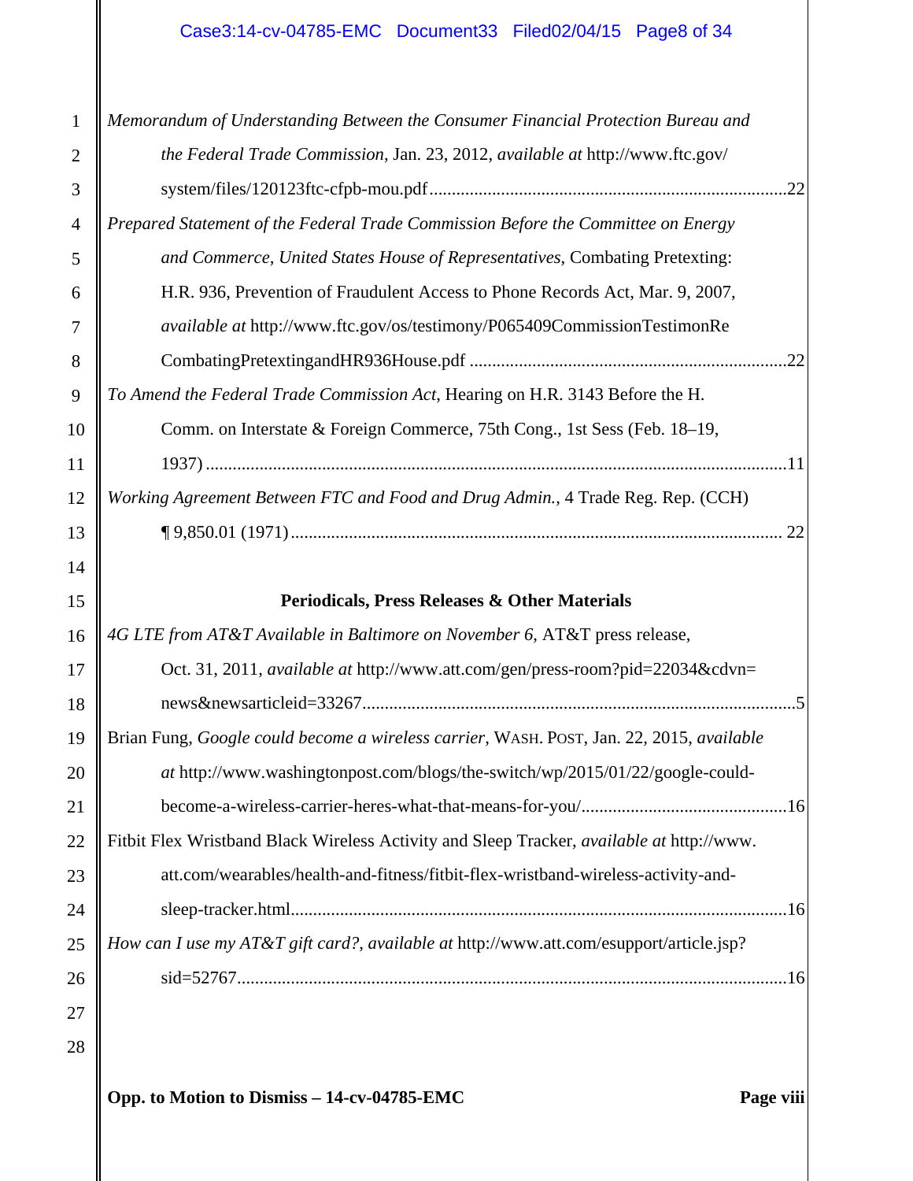*Memorandum of Understanding Between the Consumer Financial Protection Bureau and the Federal Trade Commission*, Jan. 23, 2012, *available at* http://www.ftc.gov/system/files/120123ftc-cfpb-mou.pdf ................................................................................22

*Prepared Statement of the Federal Trade Commission Before the Committee on Energy and Commerce, United States House of Representatives*, Combating Pretexting: H.R. 936, Prevention of Fraudulent Access to Phone Records Act, Mar. 9, 2007, *available at* http://www.ftc.gov/os/testimony/P065409CommissionTestimonReCombatingPretextingandHR936House.pdf ......................................................................22

*To Amend the Federal Trade Commission Act*, Hearing on H.R. 3143 Before the H. Comm. on Interstate & Foreign Commerce, 75th Cong., 1st Sess (Feb. 18–19, 1937) ................................................................................................................................11

*Working Agreement Between FTC and Food and Drug Admin.*, 4 Trade Reg. Rep. (CCH) ¶ 9,850.01 (1971) ............................................................................................................. 22

**Periodicals, Press Releases & Other Materials**

*4G LTE from AT&T Available in Baltimore on November 6*, AT&T press release, Oct. 31, 2011, *available at* http://www.att.com/gen/press-room?pid=22034&cdvn=news&newsarticleid=33267.................................................................................................5

Brian Fung, *Google could become a wireless carrier*, WASH. POST, Jan. 22, 2015, *available at* http://www.washingtonpost.com/blogs/the-switch/wp/2015/01/22/google-could-become-a-wireless-carrier-heres-what-that-means-for-you/..............................................16

Fitbit Flex Wristband Black Wireless Activity and Sleep Tracker, *available at* http://www.att.com/wearables/health-and-fitness/fitbit-flex-wristband-wireless-activity-and-sleep-tracker.html...............................................................................................................16

*How can I use my AT&T gift card?*, *available at* http://www.att.com/esupport/article.jsp?sid=52767..........................................................................................................................16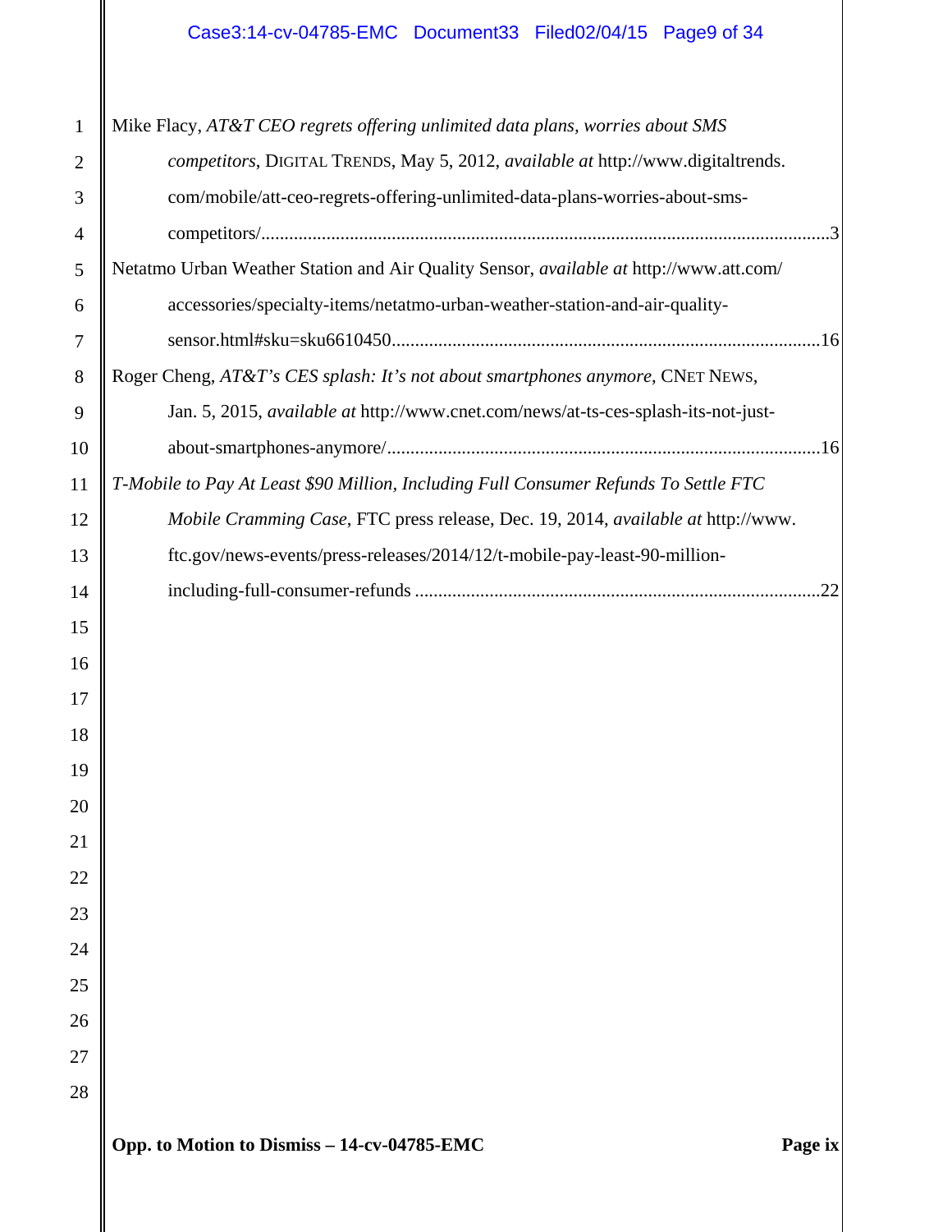Mike Flacy, *AT&T CEO regrets offering unlimited data plans, worries about SMS competitors*, DIGITAL TRENDS, May 5, 2012, *available at* http://www.digitaltrends.com/mobile/att-ceo-regrets-offering-unlimited-data-plans-worries-about-sms-competitors/.........................................................................................................................3

Netatmo Urban Weather Station and Air Quality Sensor, *available at* http://www.att.com/accessories/specialty-items/netatmo-urban-weather-station-and-air-quality-sensor.html#sku=sku6610450............................................................................................16

Roger Cheng, *AT&T's CES splash: It's not about smartphones anymore*, CNET NEWS, Jan. 5, 2015, *available at* http://www.cnet.com/news/at-ts-ces-splash-its-not-just-about-smartphones-anymore/............................................................................................16

*T-Mobile to Pay At Least $90 Million, Including Full Consumer Refunds To Settle FTC Mobile Cramming Case*, FTC press release, Dec. 19, 2014, *available at* http://www.ftc.gov/news-events/press-releases/2014/12/t-mobile-pay-least-90-million-including-full-consumer-refunds .......................................................................................22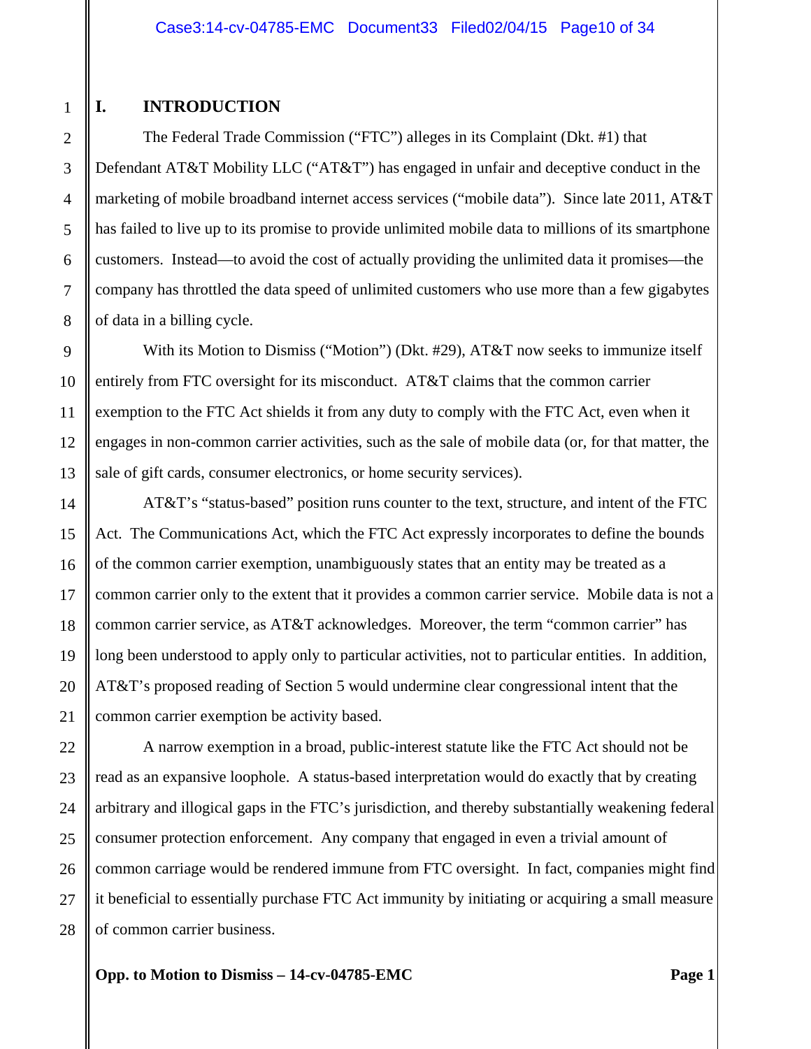## I. INTRODUCTION

The Federal Trade Commission ("FTC") alleges in its Complaint (Dkt. #1) that Defendant AT&T Mobility LLC ("AT&T") has engaged in unfair and deceptive conduct in the marketing of mobile broadband internet access services ("mobile data"). Since late 2011, AT&T has failed to live up to its promise to provide unlimited mobile data to millions of its smartphone customers. Instead—to avoid the cost of actually providing the unlimited data it promises—the company has throttled the data speed of unlimited customers who use more than a few gigabytes of data in a billing cycle.

With its Motion to Dismiss ("Motion") (Dkt. #29), AT&T now seeks to immunize itself entirely from FTC oversight for its misconduct. AT&T claims that the common carrier exemption to the FTC Act shields it from any duty to comply with the FTC Act, even when it engages in non-common carrier activities, such as the sale of mobile data (or, for that matter, the sale of gift cards, consumer electronics, or home security services).

AT&T's "status-based" position runs counter to the text, structure, and intent of the FTC Act. The Communications Act, which the FTC Act expressly incorporates to define the bounds of the common carrier exemption, unambiguously states that an entity may be treated as a common carrier only to the extent that it provides a common carrier service. Mobile data is not a common carrier service, as AT&T acknowledges. Moreover, the term "common carrier" has long been understood to apply only to particular activities, not to particular entities. In addition, AT&T's proposed reading of Section 5 would undermine clear congressional intent that the common carrier exemption be activity based.

A narrow exemption in a broad, public-interest statute like the FTC Act should not be read as an expansive loophole. A status-based interpretation would do exactly that by creating arbitrary and illogical gaps in the FTC's jurisdiction, and thereby substantially weakening federal consumer protection enforcement. Any company that engaged in even a trivial amount of common carriage would be rendered immune from FTC oversight. In fact, companies might find it beneficial to essentially purchase FTC Act immunity by initiating or acquiring a small measure of common carrier business.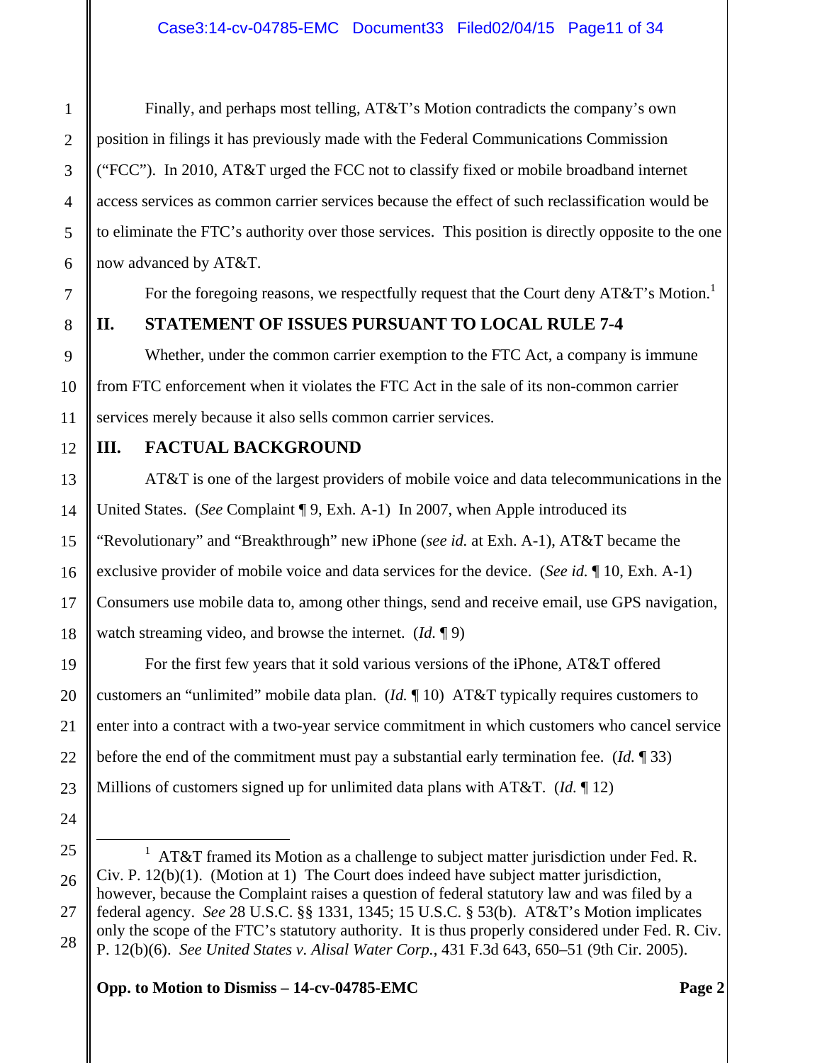Finally, and perhaps most telling, AT&T's Motion contradicts the company's own position in filings it has previously made with the Federal Communications Commission ("FCC"). In 2010, AT&T urged the FCC not to classify fixed or mobile broadband internet access services as common carrier services because the effect of such reclassification would be to eliminate the FTC's authority over those services. This position is directly opposite to the one now advanced by AT&T.

For the foregoing reasons, we respectfully request that the Court deny AT&T's Motion.[1]

## II. STATEMENT OF ISSUES PURSUANT TO LOCAL RULE 7-4

Whether, under the common carrier exemption to the FTC Act, a company is immune from FTC enforcement when it violates the FTC Act in the sale of its non-common carrier services merely because it also sells common carrier services.

## III. FACTUAL BACKGROUND

AT&T is one of the largest providers of mobile voice and data telecommunications in the United States. (*See* Complaint ¶ 9, Exh. A-1) In 2007, when Apple introduced its "Revolutionary" and "Breakthrough" new iPhone (*see id.* at Exh. A-1), AT&T became the exclusive provider of mobile voice and data services for the device. (*See id.* ¶ 10, Exh. A-1) Consumers use mobile data to, among other things, send and receive email, use GPS navigation, watch streaming video, and browse the internet. (*Id.* ¶ 9)

For the first few years that it sold various versions of the iPhone, AT&T offered customers an "unlimited" mobile data plan. (*Id.* ¶ 10) AT&T typically requires customers to enter into a contract with a two-year service commitment in which customers who cancel service before the end of the commitment must pay a substantial early termination fee. (*Id.* ¶ 33) Millions of customers signed up for unlimited data plans with AT&T. (*Id.* ¶ 12)

---

[1] AT&T framed its Motion as a challenge to subject matter jurisdiction under Fed. R. Civ. P. 12(b)(1). (Motion at 1) The Court does indeed have subject matter jurisdiction, however, because the Complaint raises a question of federal statutory law and was filed by a federal agency. *See* 28 U.S.C. §§ 1331, 1345; 15 U.S.C. § 53(b). AT&T's Motion implicates only the scope of the FTC's statutory authority. It is thus properly considered under Fed. R. Civ. P. 12(b)(6). *See United States v. Alisal Water Corp.*, 431 F.3d 643, 650–51 (9th Cir. 2005).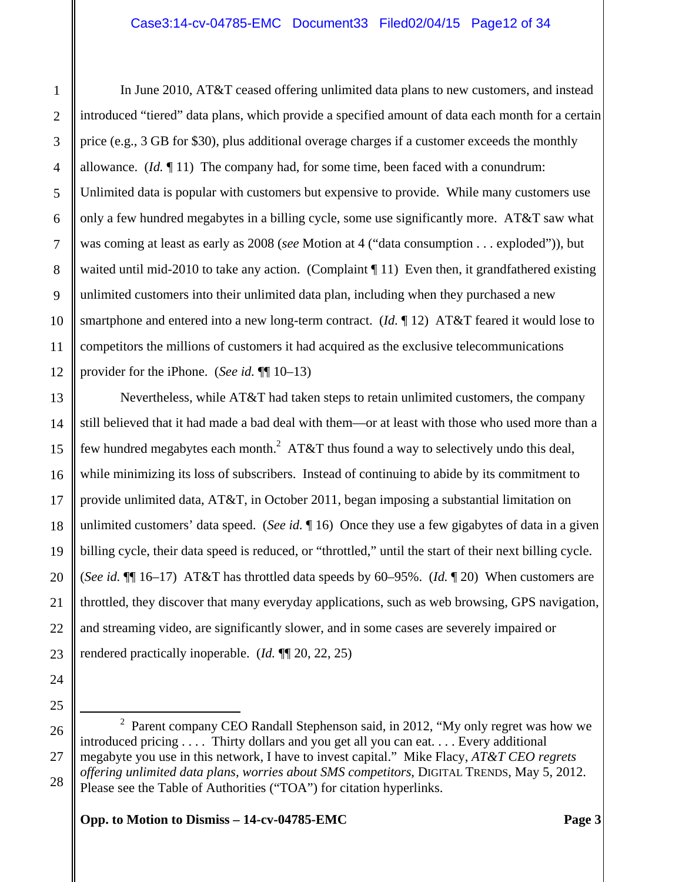In June 2010, AT&T ceased offering unlimited data plans to new customers, and instead introduced "tiered" data plans, which provide a specified amount of data each month for a certain price (e.g., 3 GB for $30), plus additional overage charges if a customer exceeds the monthly allowance. (*Id.* ¶ 11) The company had, for some time, been faced with a conundrum: Unlimited data is popular with customers but expensive to provide. While many customers use only a few hundred megabytes in a billing cycle, some use significantly more. AT&T saw what was coming at least as early as 2008 (*see* Motion at 4 ("data consumption . . . exploded")), but waited until mid-2010 to take any action. (Complaint ¶ 11) Even then, it grandfathered existing unlimited customers into their unlimited data plan, including when they purchased a new smartphone and entered into a new long-term contract. (*Id.* ¶ 12) AT&T feared it would lose to competitors the millions of customers it had acquired as the exclusive telecommunications provider for the iPhone. (*See id.* ¶¶ 10–13)

Nevertheless, while AT&T had taken steps to retain unlimited customers, the company still believed that it had made a bad deal with them—or at least with those who used more than a few hundred megabytes each month.[2] AT&T thus found a way to selectively undo this deal, while minimizing its loss of subscribers. Instead of continuing to abide by its commitment to provide unlimited data, AT&T, in October 2011, began imposing a substantial limitation on unlimited customers' data speed. (*See id.* ¶ 16) Once they use a few gigabytes of data in a given billing cycle, their data speed is reduced, or "throttled," until the start of their next billing cycle. (*See id.* ¶¶ 16–17) AT&T has throttled data speeds by 60–95%. (*Id.* ¶ 20) When customers are throttled, they discover that many everyday applications, such as web browsing, GPS navigation, and streaming video, are significantly slower, and in some cases are severely impaired or rendered practically inoperable. (*Id.* ¶¶ 20, 22, 25)

---

[2] Parent company CEO Randall Stephenson said, in 2012, "My only regret was how we introduced pricing . . . . Thirty dollars and you get all you can eat. . . . Every additional megabyte you use in this network, I have to invest capital." Mike Flacy, *AT&T CEO regrets offering unlimited data plans, worries about SMS competitors*, DIGITAL TRENDS, May 5, 2012. Please see the Table of Authorities ("TOA") for citation hyperlinks.

**Opp. to Motion to Dismiss – 14-cv-04785-EMC**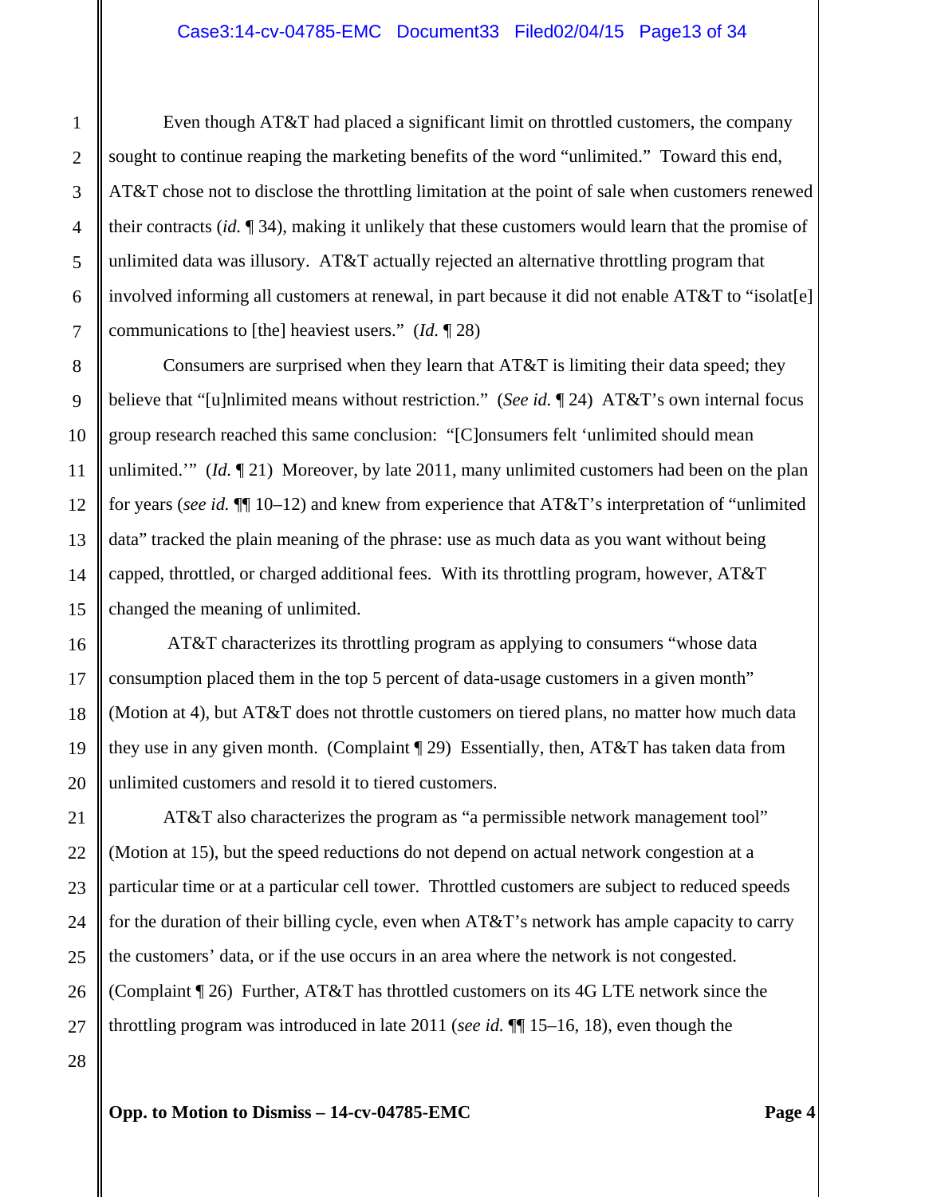Even though AT&T had placed a significant limit on throttled customers, the company sought to continue reaping the marketing benefits of the word "unlimited." Toward this end, AT&T chose not to disclose the throttling limitation at the point of sale when customers renewed their contracts (*id.* ¶ 34), making it unlikely that these customers would learn that the promise of unlimited data was illusory. AT&T actually rejected an alternative throttling program that involved informing all customers at renewal, in part because it did not enable AT&T to "isolat[e] communications to [the] heaviest users." (*Id.* ¶ 28)

Consumers are surprised when they learn that AT&T is limiting their data speed; they believe that "[u]nlimited means without restriction." (*See id.* ¶ 24) AT&T's own internal focus group research reached this same conclusion: "[C]onsumers felt 'unlimited should mean unlimited.'" (*Id.* ¶ 21) Moreover, by late 2011, many unlimited customers had been on the plan for years (*see id.* ¶¶ 10–12) and knew from experience that AT&T's interpretation of "unlimited data" tracked the plain meaning of the phrase: use as much data as you want without being capped, throttled, or charged additional fees. With its throttling program, however, AT&T changed the meaning of unlimited.

AT&T characterizes its throttling program as applying to consumers "whose data consumption placed them in the top 5 percent of data-usage customers in a given month" (Motion at 4), but AT&T does not throttle customers on tiered plans, no matter how much data they use in any given month. (Complaint ¶ 29) Essentially, then, AT&T has taken data from unlimited customers and resold it to tiered customers.

AT&T also characterizes the program as "a permissible network management tool" (Motion at 15), but the speed reductions do not depend on actual network congestion at a particular time or at a particular cell tower. Throttled customers are subject to reduced speeds for the duration of their billing cycle, even when AT&T's network has ample capacity to carry the customers' data, or if the use occurs in an area where the network is not congested. (Complaint ¶ 26) Further, AT&T has throttled customers on its 4G LTE network since the throttling program was introduced in late 2011 (*see id.* ¶¶ 15–16, 18), even though the

**Opp. to Motion to Dismiss – 14-cv-04785-EMC**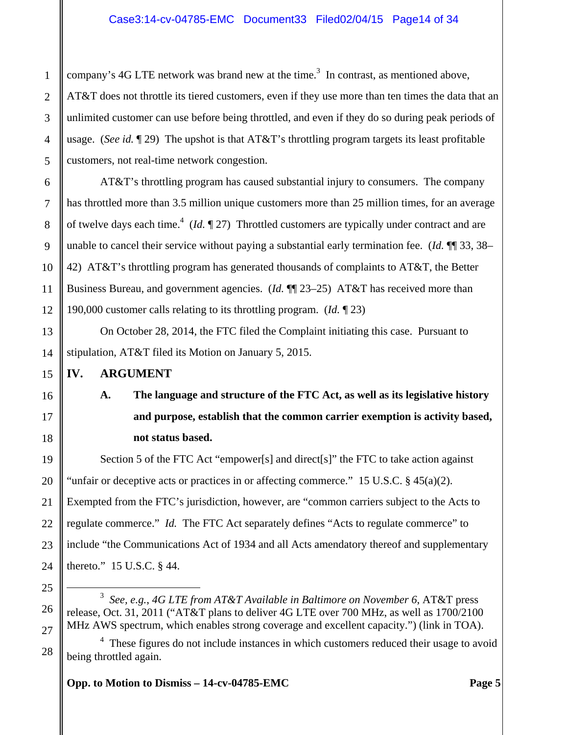company's 4G LTE network was brand new at the time.[3] In contrast, as mentioned above, AT&T does not throttle its tiered customers, even if they use more than ten times the data that an unlimited customer can use before being throttled, and even if they do so during peak periods of usage. (*See id.* ¶ 29) The upshot is that AT&T's throttling program targets its least profitable customers, not real-time network congestion.

AT&T's throttling program has caused substantial injury to consumers. The company has throttled more than 3.5 million unique customers more than 25 million times, for an average of twelve days each time.[4] (*Id.* ¶ 27) Throttled customers are typically under contract and are unable to cancel their service without paying a substantial early termination fee. (*Id.* ¶¶ 33, 38–42) AT&T's throttling program has generated thousands of complaints to AT&T, the Better Business Bureau, and government agencies. (*Id.* ¶¶ 23–25) AT&T has received more than 190,000 customer calls relating to its throttling program. (*Id.* ¶ 23)

On October 28, 2014, the FTC filed the Complaint initiating this case. Pursuant to stipulation, AT&T filed its Motion on January 5, 2015.

## IV. ARGUMENT

### A. The language and structure of the FTC Act, as well as its legislative history and purpose, establish that the common carrier exemption is activity based, not status based.

Section 5 of the FTC Act "empower[s] and direct[s]" the FTC to take action against "unfair or deceptive acts or practices in or affecting commerce." 15 U.S.C. § 45(a)(2). Exempted from the FTC's jurisdiction, however, are "common carriers subject to the Acts to regulate commerce." *Id.* The FTC Act separately defines "Acts to regulate commerce" to include "the Communications Act of 1934 and all Acts amendatory thereof and supplementary thereto." 15 U.S.C. § 44.

---

[3] *See, e.g.*, *4G LTE from AT&T Available in Baltimore on November 6*, AT&T press release, Oct. 31, 2011 ("AT&T plans to deliver 4G LTE over 700 MHz, as well as 1700/2100 MHz AWS spectrum, which enables strong coverage and excellent capacity.") (link in TOA).

[4] These figures do not include instances in which customers reduced their usage to avoid being throttled again.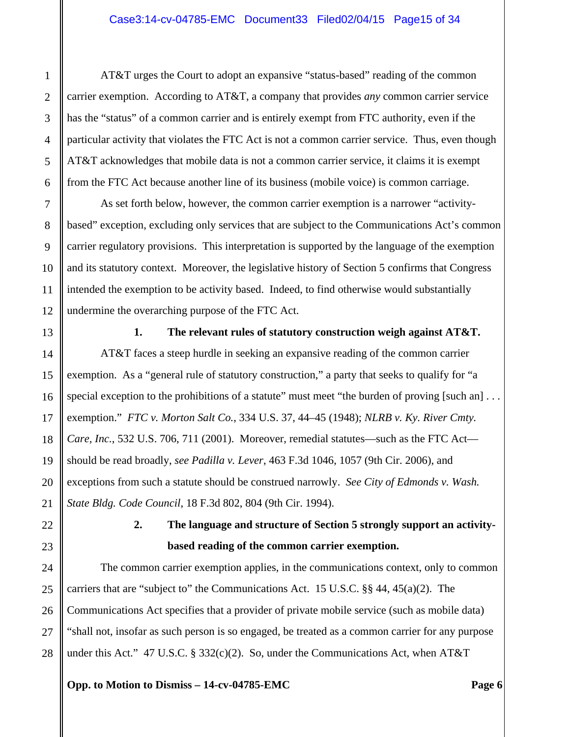AT&T urges the Court to adopt an expansive "status-based" reading of the common carrier exemption. According to AT&T, a company that provides *any* common carrier service has the "status" of a common carrier and is entirely exempt from FTC authority, even if the particular activity that violates the FTC Act is not a common carrier service. Thus, even though AT&T acknowledges that mobile data is not a common carrier service, it claims it is exempt from the FTC Act because another line of its business (mobile voice) is common carriage.

As set forth below, however, the common carrier exemption is a narrower "activity-based" exception, excluding only services that are subject to the Communications Act's common carrier regulatory provisions. This interpretation is supported by the language of the exemption and its statutory context. Moreover, the legislative history of Section 5 confirms that Congress intended the exemption to be activity based. Indeed, to find otherwise would substantially undermine the overarching purpose of the FTC Act.

**1. The relevant rules of statutory construction weigh against AT&T.**

AT&T faces a steep hurdle in seeking an expansive reading of the common carrier exemption. As a "general rule of statutory construction," a party that seeks to qualify for "a special exception to the prohibitions of a statute" must meet "the burden of proving [such an] . . . exemption." *FTC v. Morton Salt Co.*, 334 U.S. 37, 44–45 (1948); *NLRB v. Ky. River Cmty. Care, Inc.*, 532 U.S. 706, 711 (2001). Moreover, remedial statutes—such as the FTC Act—should be read broadly, *see Padilla v. Lever*, 463 F.3d 1046, 1057 (9th Cir. 2006), and exceptions from such a statute should be construed narrowly. *See City of Edmonds v. Wash. State Bldg. Code Council*, 18 F.3d 802, 804 (9th Cir. 1994).

**2. The language and structure of Section 5 strongly support an activity-based reading of the common carrier exemption.**

The common carrier exemption applies, in the communications context, only to common carriers that are "subject to" the Communications Act. 15 U.S.C. §§ 44, 45(a)(2). The Communications Act specifies that a provider of private mobile service (such as mobile data) "shall not, insofar as such person is so engaged, be treated as a common carrier for any purpose under this Act." 47 U.S.C. § 332(c)(2). So, under the Communications Act, when AT&T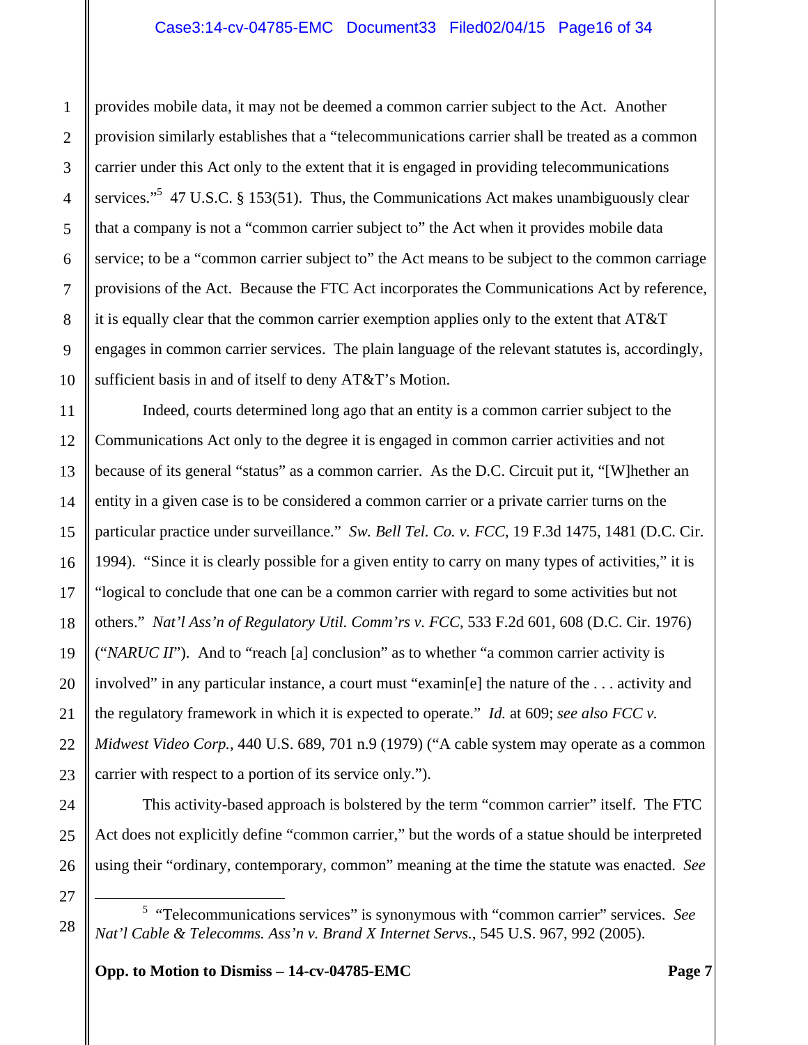provides mobile data, it may not be deemed a common carrier subject to the Act. Another provision similarly establishes that a "telecommunications carrier shall be treated as a common carrier under this Act only to the extent that it is engaged in providing telecommunications services."[5] 47 U.S.C. § 153(51). Thus, the Communications Act makes unambiguously clear that a company is not a "common carrier subject to" the Act when it provides mobile data service; to be a "common carrier subject to" the Act means to be subject to the common carriage provisions of the Act. Because the FTC Act incorporates the Communications Act by reference, it is equally clear that the common carrier exemption applies only to the extent that AT&T engages in common carrier services. The plain language of the relevant statutes is, accordingly, sufficient basis in and of itself to deny AT&T's Motion.

Indeed, courts determined long ago that an entity is a common carrier subject to the Communications Act only to the degree it is engaged in common carrier activities and not because of its general "status" as a common carrier. As the D.C. Circuit put it, "[W]hether an entity in a given case is to be considered a common carrier or a private carrier turns on the particular practice under surveillance." *Sw. Bell Tel. Co. v. FCC*, 19 F.3d 1475, 1481 (D.C. Cir. 1994). "Since it is clearly possible for a given entity to carry on many types of activities," it is "logical to conclude that one can be a common carrier with regard to some activities but not others." *Nat'l Ass'n of Regulatory Util. Comm'rs v. FCC*, 533 F.2d 601, 608 (D.C. Cir. 1976) ("*NARUC II*"). And to "reach [a] conclusion" as to whether "a common carrier activity is involved" in any particular instance, a court must "examin[e] the nature of the . . . activity and the regulatory framework in which it is expected to operate." *Id.* at 609; *see also FCC v. Midwest Video Corp.*, 440 U.S. 689, 701 n.9 (1979) ("A cable system may operate as a common carrier with respect to a portion of its service only.").

This activity-based approach is bolstered by the term "common carrier" itself. The FTC Act does not explicitly define "common carrier," but the words of a statue should be interpreted using their "ordinary, contemporary, common" meaning at the time the statute was enacted. *See*

---

[5] "Telecommunications services" is synonymous with "common carrier" services. *See Nat'l Cable & Telecomms. Ass'n v. Brand X Internet Servs.*, 545 U.S. 967, 992 (2005).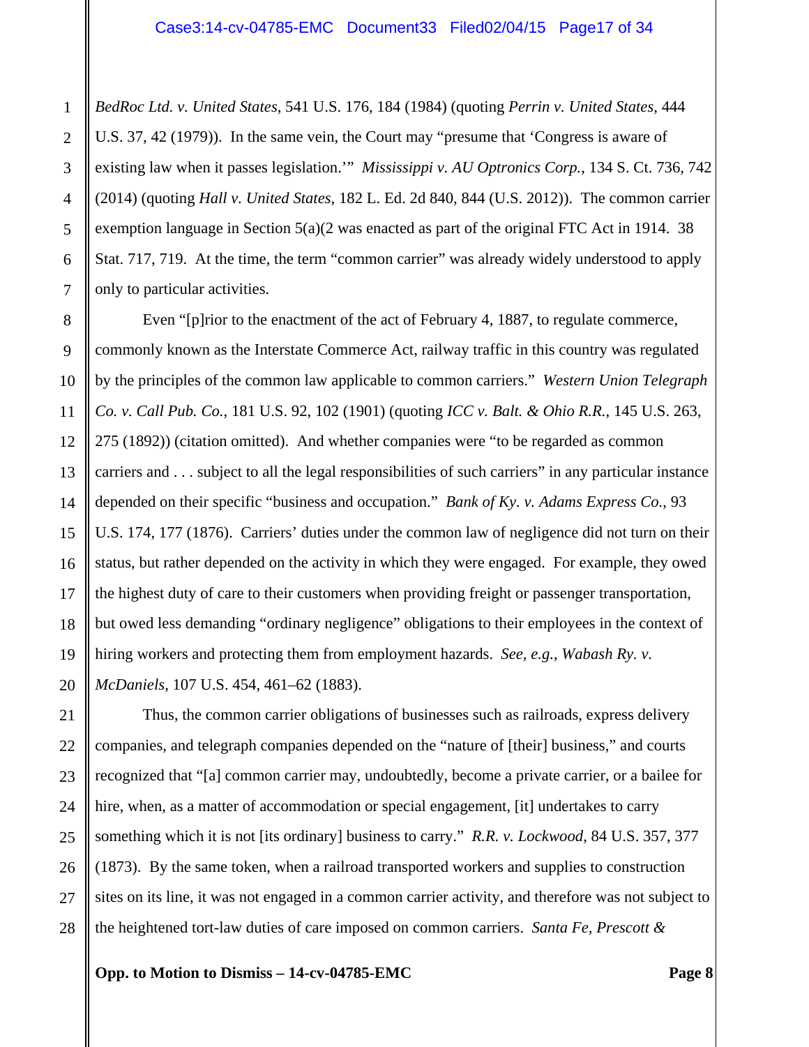*BedRoc Ltd. v. United States*, 541 U.S. 176, 184 (1984) (quoting *Perrin v. United States*, 444 U.S. 37, 42 (1979)). In the same vein, the Court may "presume that 'Congress is aware of existing law when it passes legislation.'" *Mississippi v. AU Optronics Corp.*, 134 S. Ct. 736, 742 (2014) (quoting *Hall v. United States*, 182 L. Ed. 2d 840, 844 (U.S. 2012)). The common carrier exemption language in Section 5(a)(2 was enacted as part of the original FTC Act in 1914. 38 Stat. 717, 719. At the time, the term "common carrier" was already widely understood to apply only to particular activities.

Even "[p]rior to the enactment of the act of February 4, 1887, to regulate commerce, commonly known as the Interstate Commerce Act, railway traffic in this country was regulated by the principles of the common law applicable to common carriers." *Western Union Telegraph Co. v. Call Pub. Co.*, 181 U.S. 92, 102 (1901) (quoting *ICC v. Balt. & Ohio R.R.*, 145 U.S. 263, 275 (1892)) (citation omitted). And whether companies were "to be regarded as common carriers and . . . subject to all the legal responsibilities of such carriers" in any particular instance depended on their specific "business and occupation." *Bank of Ky. v. Adams Express Co.*, 93 U.S. 174, 177 (1876). Carriers' duties under the common law of negligence did not turn on their status, but rather depended on the activity in which they were engaged. For example, they owed the highest duty of care to their customers when providing freight or passenger transportation, but owed less demanding "ordinary negligence" obligations to their employees in the context of hiring workers and protecting them from employment hazards. *See, e.g.*, *Wabash Ry. v. McDaniels*, 107 U.S. 454, 461–62 (1883).

Thus, the common carrier obligations of businesses such as railroads, express delivery companies, and telegraph companies depended on the "nature of [their] business," and courts recognized that "[a] common carrier may, undoubtedly, become a private carrier, or a bailee for hire, when, as a matter of accommodation or special engagement, [it] undertakes to carry something which it is not [its ordinary] business to carry." *R.R. v. Lockwood*, 84 U.S. 357, 377 (1873). By the same token, when a railroad transported workers and supplies to construction sites on its line, it was not engaged in a common carrier activity, and therefore was not subject to the heightened tort-law duties of care imposed on common carriers. *Santa Fe, Prescott &*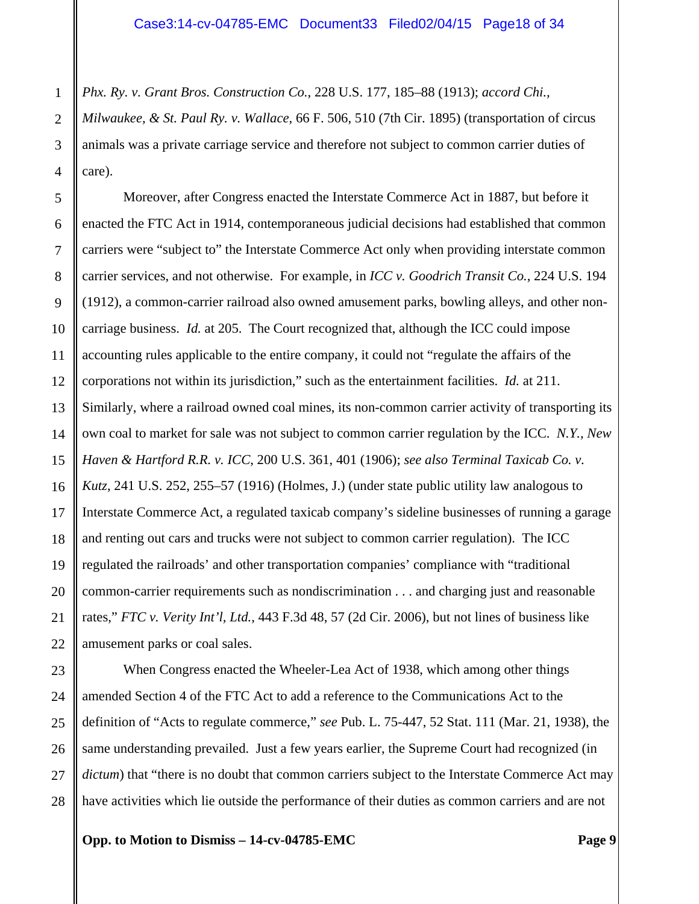*Phx. Ry. v. Grant Bros. Construction Co.*, 228 U.S. 177, 185–88 (1913); *accord Chi., Milwaukee, & St. Paul Ry. v. Wallace*, 66 F. 506, 510 (7th Cir. 1895) (transportation of circus animals was a private carriage service and therefore not subject to common carrier duties of care).

Moreover, after Congress enacted the Interstate Commerce Act in 1887, but before it enacted the FTC Act in 1914, contemporaneous judicial decisions had established that common carriers were "subject to" the Interstate Commerce Act only when providing interstate common carrier services, and not otherwise. For example, in *ICC v. Goodrich Transit Co.*, 224 U.S. 194 (1912), a common-carrier railroad also owned amusement parks, bowling alleys, and other non-carriage business. *Id.* at 205. The Court recognized that, although the ICC could impose accounting rules applicable to the entire company, it could not "regulate the affairs of the corporations not within its jurisdiction," such as the entertainment facilities. *Id.* at 211. Similarly, where a railroad owned coal mines, its non-common carrier activity of transporting its own coal to market for sale was not subject to common carrier regulation by the ICC. *N.Y., New Haven & Hartford R.R. v. ICC*, 200 U.S. 361, 401 (1906); *see also Terminal Taxicab Co. v. Kutz*, 241 U.S. 252, 255–57 (1916) (Holmes, J.) (under state public utility law analogous to Interstate Commerce Act, a regulated taxicab company's sideline businesses of running a garage and renting out cars and trucks were not subject to common carrier regulation). The ICC regulated the railroads' and other transportation companies' compliance with "traditional common-carrier requirements such as nondiscrimination . . . and charging just and reasonable rates," *FTC v. Verity Int'l, Ltd.*, 443 F.3d 48, 57 (2d Cir. 2006), but not lines of business like amusement parks or coal sales.

When Congress enacted the Wheeler-Lea Act of 1938, which among other things amended Section 4 of the FTC Act to add a reference to the Communications Act to the definition of "Acts to regulate commerce," *see* Pub. L. 75-447, 52 Stat. 111 (Mar. 21, 1938), the same understanding prevailed. Just a few years earlier, the Supreme Court had recognized (in *dictum*) that "there is no doubt that common carriers subject to the Interstate Commerce Act may have activities which lie outside the performance of their duties as common carriers and are not

**Opp. to Motion to Dismiss – 14-cv-04785-EMC**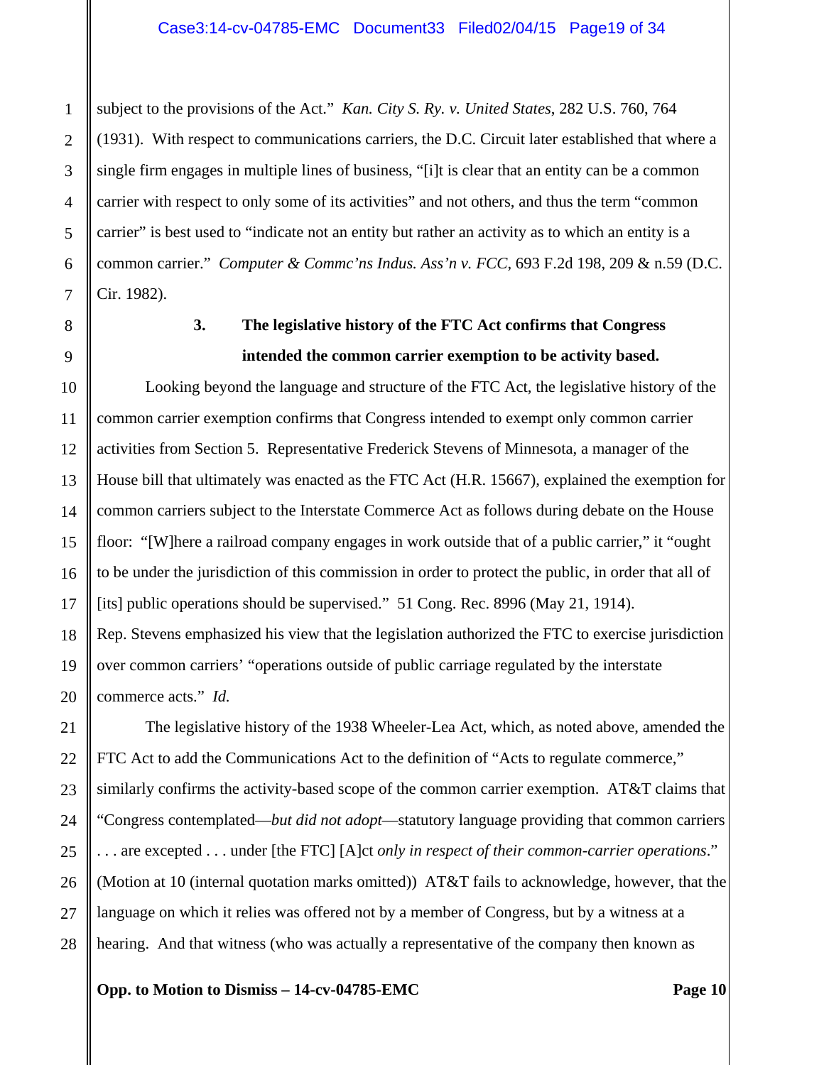subject to the provisions of the Act." *Kan. City S. Ry. v. United States*, 282 U.S. 760, 764 (1931). With respect to communications carriers, the D.C. Circuit later established that where a single firm engages in multiple lines of business, "[i]t is clear that an entity can be a common carrier with respect to only some of its activities" and not others, and thus the term "common carrier" is best used to "indicate not an entity but rather an activity as to which an entity is a common carrier." *Computer & Commc'ns Indus. Ass'n v. FCC*, 693 F.2d 198, 209 & n.59 (D.C. Cir. 1982).

### 3. The legislative history of the FTC Act confirms that Congress intended the common carrier exemption to be activity based.

Looking beyond the language and structure of the FTC Act, the legislative history of the common carrier exemption confirms that Congress intended to exempt only common carrier activities from Section 5. Representative Frederick Stevens of Minnesota, a manager of the House bill that ultimately was enacted as the FTC Act (H.R. 15667), explained the exemption for common carriers subject to the Interstate Commerce Act as follows during debate on the House floor: "[W]here a railroad company engages in work outside that of a public carrier," it "ought to be under the jurisdiction of this commission in order to protect the public, in order that all of [its] public operations should be supervised." 51 Cong. Rec. 8996 (May 21, 1914). Rep. Stevens emphasized his view that the legislation authorized the FTC to exercise jurisdiction over common carriers' "operations outside of public carriage regulated by the interstate commerce acts." *Id.*

The legislative history of the 1938 Wheeler-Lea Act, which, as noted above, amended the FTC Act to add the Communications Act to the definition of "Acts to regulate commerce," similarly confirms the activity-based scope of the common carrier exemption. AT&T claims that "Congress contemplated—*but did not adopt*—statutory language providing that common carriers . . . are excepted . . . under [the FTC] [A]ct *only in respect of their common-carrier operations*." (Motion at 10 (internal quotation marks omitted)) AT&T fails to acknowledge, however, that the language on which it relies was offered not by a member of Congress, but by a witness at a hearing. And that witness (who was actually a representative of the company then known as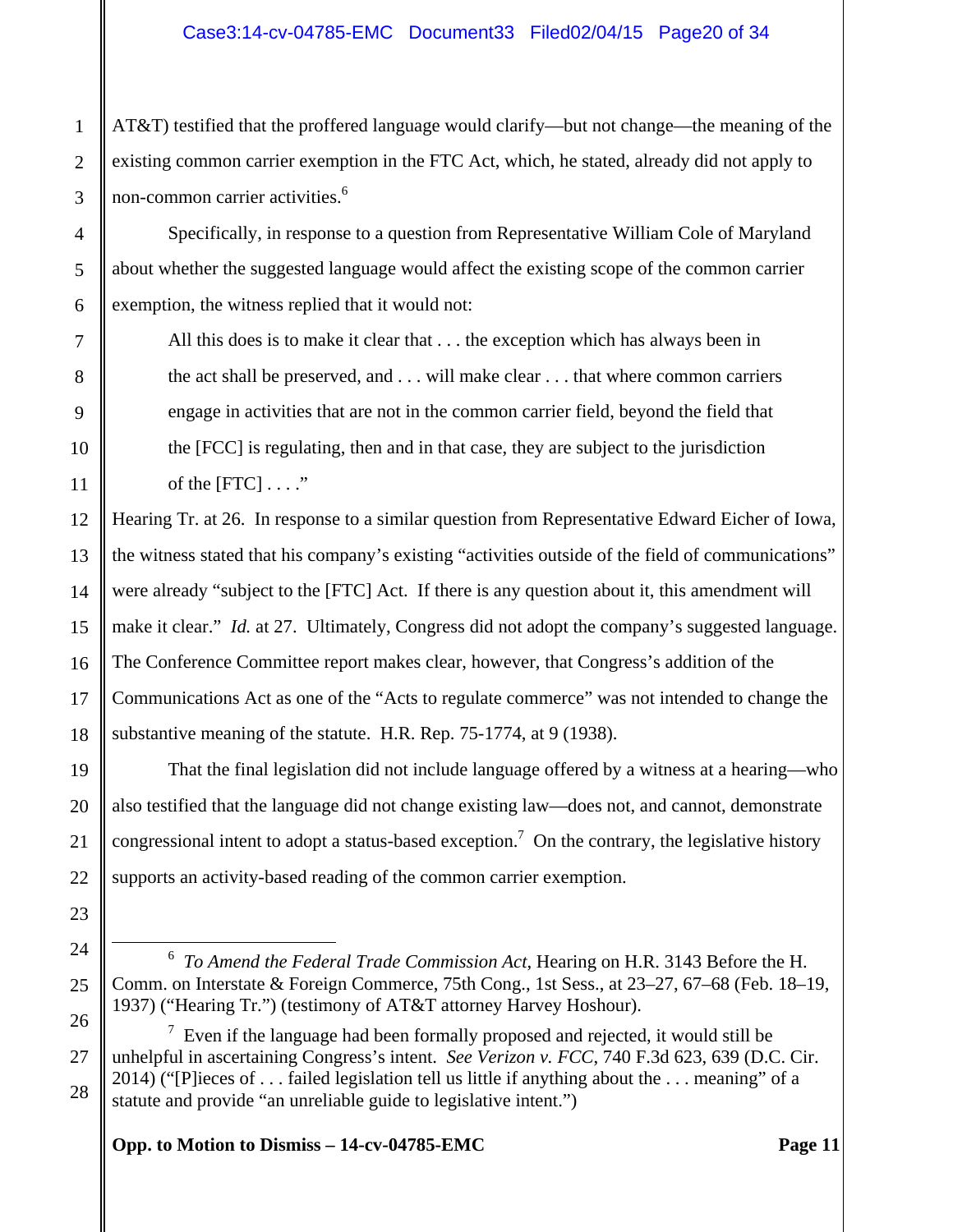AT&T) testified that the proffered language would clarify—but not change—the meaning of the existing common carrier exemption in the FTC Act, which, he stated, already did not apply to non-common carrier activities.[6]

Specifically, in response to a question from Representative William Cole of Maryland about whether the suggested language would affect the existing scope of the common carrier exemption, the witness replied that it would not:

> All this does is to make it clear that . . . the exception which has always been in the act shall be preserved, and . . . will make clear . . . that where common carriers engage in activities that are not in the common carrier field, beyond the field that the [FCC] is regulating, then and in that case, they are subject to the jurisdiction of the [FTC] . . . ."

Hearing Tr. at 26. In response to a similar question from Representative Edward Eicher of Iowa, the witness stated that his company's existing "activities outside of the field of communications" were already "subject to the [FTC] Act. If there is any question about it, this amendment will make it clear." *Id.* at 27. Ultimately, Congress did not adopt the company's suggested language. The Conference Committee report makes clear, however, that Congress's addition of the Communications Act as one of the "Acts to regulate commerce" was not intended to change the substantive meaning of the statute. H.R. Rep. 75-1774, at 9 (1938).

That the final legislation did not include language offered by a witness at a hearing—who also testified that the language did not change existing law—does not, and cannot, demonstrate congressional intent to adopt a status-based exception.[7] On the contrary, the legislative history supports an activity-based reading of the common carrier exemption.

---

[6] *To Amend the Federal Trade Commission Act*, Hearing on H.R. 3143 Before the H. Comm. on Interstate & Foreign Commerce, 75th Cong., 1st Sess., at 23–27, 67–68 (Feb. 18–19, 1937) ("Hearing Tr.") (testimony of AT&T attorney Harvey Hoshour).

[7] Even if the language had been formally proposed and rejected, it would still be unhelpful in ascertaining Congress's intent. *See Verizon v. FCC*, 740 F.3d 623, 639 (D.C. Cir. 2014) ("[P]ieces of . . . failed legislation tell us little if anything about the . . . meaning" of a statute and provide "an unreliable guide to legislative intent.")

**Opp. to Motion to Dismiss – 14-cv-04785-EMC**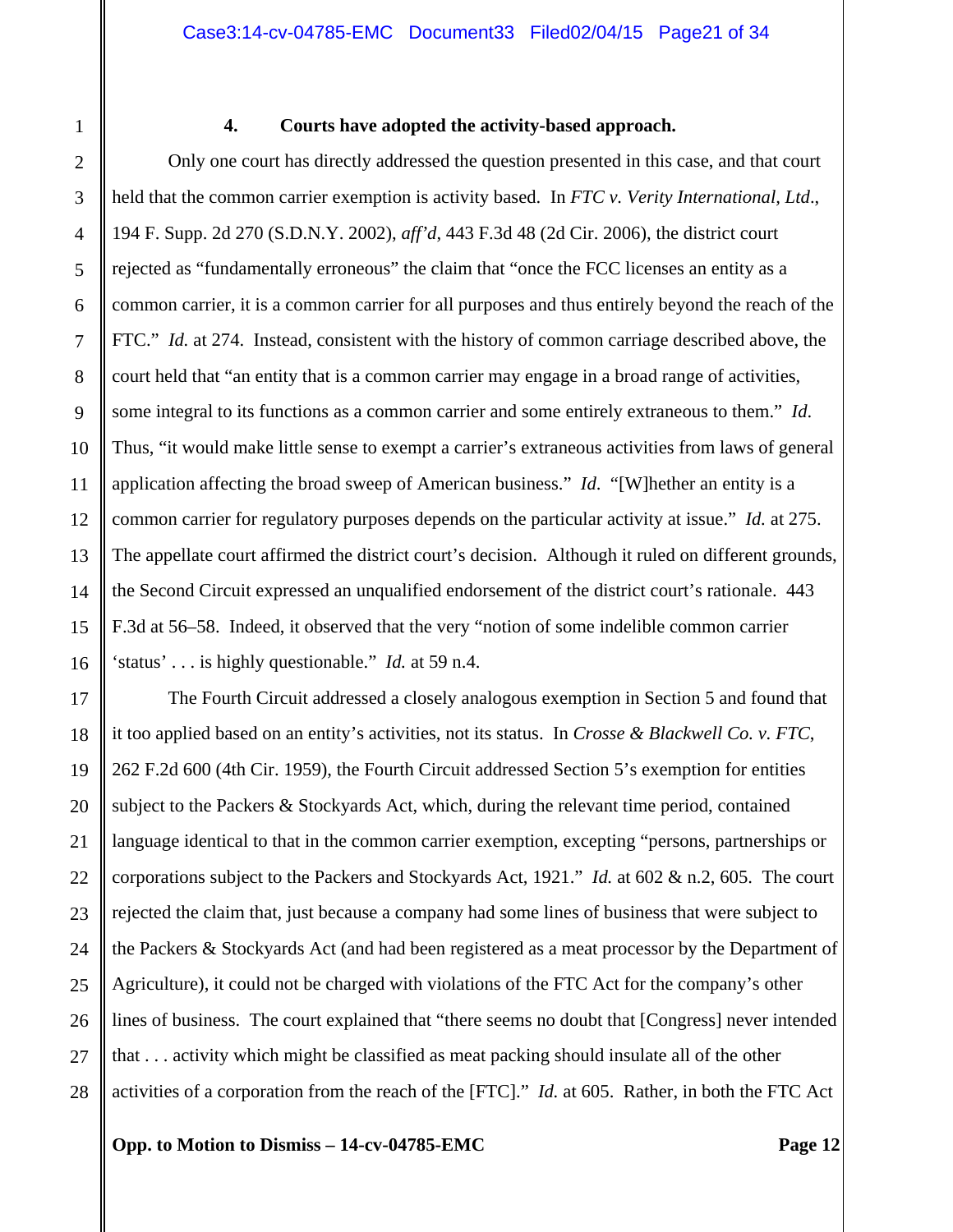#### 4. Courts have adopted the activity-based approach.

Only one court has directly addressed the question presented in this case, and that court held that the common carrier exemption is activity based. In *FTC v. Verity International, Ltd*., 194 F. Supp. 2d 270 (S.D.N.Y. 2002), *aff'd*, 443 F.3d 48 (2d Cir. 2006), the district court rejected as "fundamentally erroneous" the claim that "once the FCC licenses an entity as a common carrier, it is a common carrier for all purposes and thus entirely beyond the reach of the FTC." *Id.* at 274. Instead, consistent with the history of common carriage described above, the court held that "an entity that is a common carrier may engage in a broad range of activities, some integral to its functions as a common carrier and some entirely extraneous to them." *Id.* Thus, "it would make little sense to exempt a carrier's extraneous activities from laws of general application affecting the broad sweep of American business." *Id.* "[W]hether an entity is a common carrier for regulatory purposes depends on the particular activity at issue." *Id.* at 275. The appellate court affirmed the district court's decision. Although it ruled on different grounds, the Second Circuit expressed an unqualified endorsement of the district court's rationale. 443 F.3d at 56–58. Indeed, it observed that the very "notion of some indelible common carrier 'status' . . . is highly questionable." *Id.* at 59 n.4.

The Fourth Circuit addressed a closely analogous exemption in Section 5 and found that it too applied based on an entity's activities, not its status. In *Crosse & Blackwell Co. v. FTC*, 262 F.2d 600 (4th Cir. 1959), the Fourth Circuit addressed Section 5's exemption for entities subject to the Packers & Stockyards Act, which, during the relevant time period, contained language identical to that in the common carrier exemption, excepting "persons, partnerships or corporations subject to the Packers and Stockyards Act, 1921." *Id.* at 602 & n.2, 605. The court rejected the claim that, just because a company had some lines of business that were subject to the Packers & Stockyards Act (and had been registered as a meat processor by the Department of Agriculture), it could not be charged with violations of the FTC Act for the company's other lines of business. The court explained that "there seems no doubt that [Congress] never intended that . . . activity which might be classified as meat packing should insulate all of the other activities of a corporation from the reach of the [FTC]." *Id.* at 605. Rather, in both the FTC Act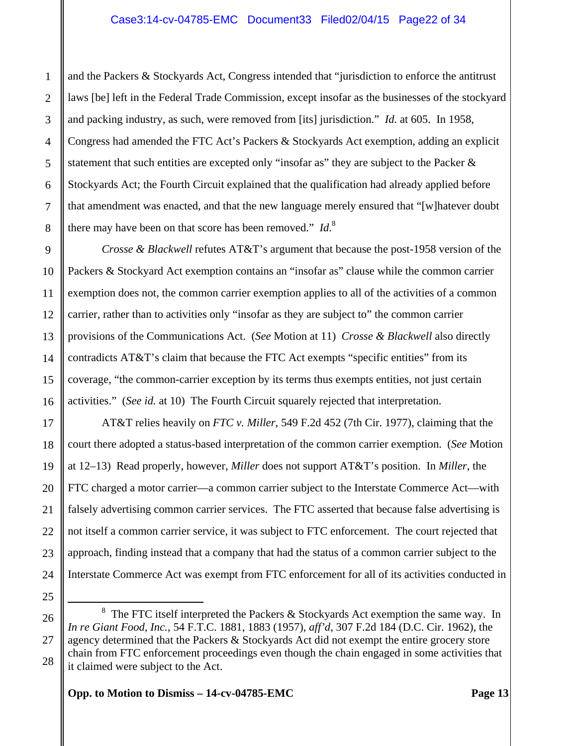and the Packers & Stockyards Act, Congress intended that "jurisdiction to enforce the antitrust laws [be] left in the Federal Trade Commission, except insofar as the businesses of the stockyard and packing industry, as such, were removed from [its] jurisdiction." *Id.* at 605. In 1958, Congress had amended the FTC Act's Packers & Stockyards Act exemption, adding an explicit statement that such entities are excepted only "insofar as" they are subject to the Packer & Stockyards Act; the Fourth Circuit explained that the qualification had already applied before that amendment was enacted, and that the new language merely ensured that "[w]hatever doubt there may have been on that score has been removed." *Id.*[8]

*Crosse & Blackwell* refutes AT&T's argument that because the post-1958 version of the Packers & Stockyard Act exemption contains an "insofar as" clause while the common carrier exemption does not, the common carrier exemption applies to all of the activities of a common carrier, rather than to activities only "insofar as they are subject to" the common carrier provisions of the Communications Act. (*See* Motion at 11) *Crosse & Blackwell* also directly contradicts AT&T's claim that because the FTC Act exempts "specific entities" from its coverage, "the common-carrier exception by its terms thus exempts entities, not just certain activities." (*See id.* at 10) The Fourth Circuit squarely rejected that interpretation.

AT&T relies heavily on *FTC v. Miller*, 549 F.2d 452 (7th Cir. 1977), claiming that the court there adopted a status-based interpretation of the common carrier exemption. (*See* Motion at 12–13) Read properly, however, *Miller* does not support AT&T's position. In *Miller*, the FTC charged a motor carrier—a common carrier subject to the Interstate Commerce Act—with falsely advertising common carrier services. The FTC asserted that because false advertising is not itself a common carrier service, it was subject to FTC enforcement. The court rejected that approach, finding instead that a company that had the status of a common carrier subject to the Interstate Commerce Act was exempt from FTC enforcement for all of its activities conducted in

---

[8] The FTC itself interpreted the Packers & Stockyards Act exemption the same way. In *In re Giant Food, Inc.*, 54 F.T.C. 1881, 1883 (1957), *aff'd*, 307 F.2d 184 (D.C. Cir. 1962), the agency determined that the Packers & Stockyards Act did not exempt the entire grocery store chain from FTC enforcement proceedings even though the chain engaged in some activities that it claimed were subject to the Act.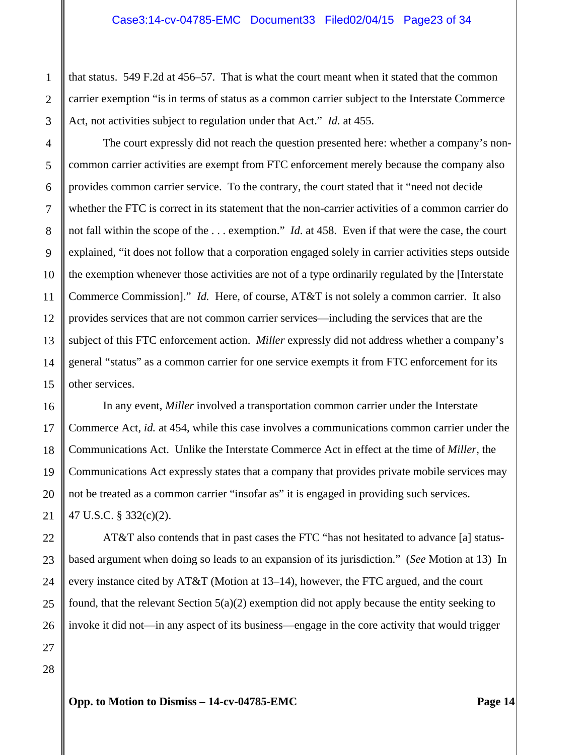that status. 549 F.2d at 456–57. That is what the court meant when it stated that the common carrier exemption "is in terms of status as a common carrier subject to the Interstate Commerce Act, not activities subject to regulation under that Act." *Id.* at 455.

The court expressly did not reach the question presented here: whether a company's non-common carrier activities are exempt from FTC enforcement merely because the company also provides common carrier service. To the contrary, the court stated that it "need not decide whether the FTC is correct in its statement that the non-carrier activities of a common carrier do not fall within the scope of the . . . exemption." *Id*. at 458. Even if that were the case, the court explained, "it does not follow that a corporation engaged solely in carrier activities steps outside the exemption whenever those activities are not of a type ordinarily regulated by the [Interstate Commerce Commission]." *Id.* Here, of course, AT&T is not solely a common carrier. It also provides services that are not common carrier services—including the services that are the subject of this FTC enforcement action. *Miller* expressly did not address whether a company's general "status" as a common carrier for one service exempts it from FTC enforcement for its other services.

In any event, *Miller* involved a transportation common carrier under the Interstate Commerce Act, *id.* at 454, while this case involves a communications common carrier under the Communications Act. Unlike the Interstate Commerce Act in effect at the time of *Miller*, the Communications Act expressly states that a company that provides private mobile services may not be treated as a common carrier "insofar as" it is engaged in providing such services. 47 U.S.C. § 332(c)(2).

AT&T also contends that in past cases the FTC "has not hesitated to advance [a] status-based argument when doing so leads to an expansion of its jurisdiction." (*See* Motion at 13) In every instance cited by AT&T (Motion at 13–14), however, the FTC argued, and the court found, that the relevant Section 5(a)(2) exemption did not apply because the entity seeking to invoke it did not—in any aspect of its business—engage in the core activity that would trigger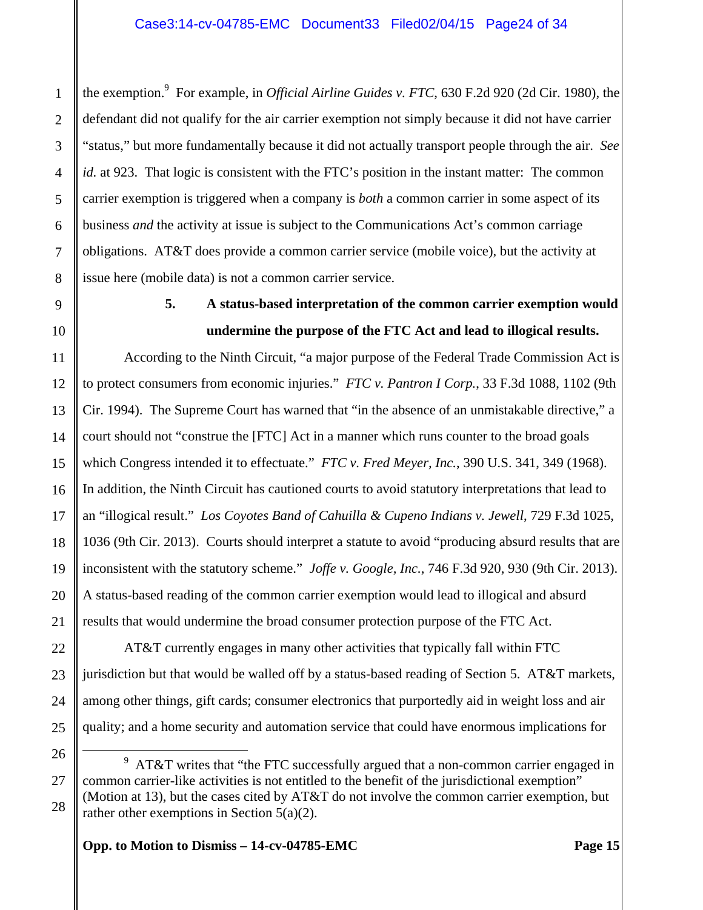the exemption.[9] For example, in *Official Airline Guides v. FTC*, 630 F.2d 920 (2d Cir. 1980), the defendant did not qualify for the air carrier exemption not simply because it did not have carrier "status," but more fundamentally because it did not actually transport people through the air. *See id.* at 923. That logic is consistent with the FTC's position in the instant matter: The common carrier exemption is triggered when a company is *both* a common carrier in some aspect of its business *and* the activity at issue is subject to the Communications Act's common carriage obligations. AT&T does provide a common carrier service (mobile voice), but the activity at issue here (mobile data) is not a common carrier service.

**5. A status-based interpretation of the common carrier exemption would undermine the purpose of the FTC Act and lead to illogical results.**

According to the Ninth Circuit, "a major purpose of the Federal Trade Commission Act is to protect consumers from economic injuries." *FTC v. Pantron I Corp.*, 33 F.3d 1088, 1102 (9th Cir. 1994). The Supreme Court has warned that "in the absence of an unmistakable directive," a court should not "construe the [FTC] Act in a manner which runs counter to the broad goals which Congress intended it to effectuate." *FTC v. Fred Meyer, Inc.*, 390 U.S. 341, 349 (1968). In addition, the Ninth Circuit has cautioned courts to avoid statutory interpretations that lead to an "illogical result." *Los Coyotes Band of Cahuilla & Cupeno Indians v. Jewell*, 729 F.3d 1025, 1036 (9th Cir. 2013). Courts should interpret a statute to avoid "producing absurd results that are inconsistent with the statutory scheme." *Joffe v. Google, Inc.*, 746 F.3d 920, 930 (9th Cir. 2013). A status-based reading of the common carrier exemption would lead to illogical and absurd results that would undermine the broad consumer protection purpose of the FTC Act.

AT&T currently engages in many other activities that typically fall within FTC jurisdiction but that would be walled off by a status-based reading of Section 5. AT&T markets, among other things, gift cards; consumer electronics that purportedly aid in weight loss and air quality; and a home security and automation service that could have enormous implications for

[9] AT&T writes that "the FTC successfully argued that a non-common carrier engaged in common carrier-like activities is not entitled to the benefit of the jurisdictional exemption" (Motion at 13), but the cases cited by AT&T do not involve the common carrier exemption, but rather other exemptions in Section 5(a)(2).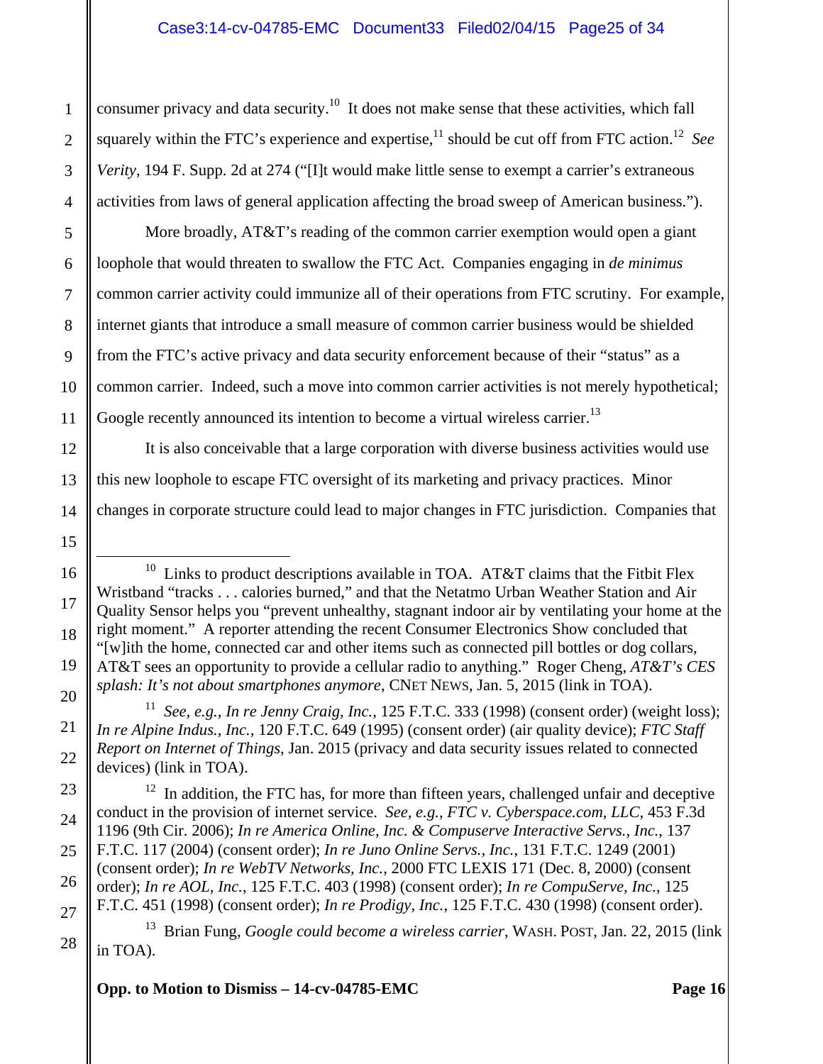consumer privacy and data security.[10] It does not make sense that these activities, which fall squarely within the FTC's experience and expertise,[11] should be cut off from FTC action.[12] *See Verity*, 194 F. Supp. 2d at 274 ("[I]t would make little sense to exempt a carrier's extraneous activities from laws of general application affecting the broad sweep of American business.").

More broadly, AT&T's reading of the common carrier exemption would open a giant loophole that would threaten to swallow the FTC Act. Companies engaging in *de minimus* common carrier activity could immunize all of their operations from FTC scrutiny. For example, internet giants that introduce a small measure of common carrier business would be shielded from the FTC's active privacy and data security enforcement because of their "status" as a common carrier. Indeed, such a move into common carrier activities is not merely hypothetical; Google recently announced its intention to become a virtual wireless carrier.[13]

It is also conceivable that a large corporation with diverse business activities would use this new loophole to escape FTC oversight of its marketing and privacy practices. Minor changes in corporate structure could lead to major changes in FTC jurisdiction. Companies that

---

[10] Links to product descriptions available in TOA. AT&T claims that the Fitbit Flex Wristband "tracks . . . calories burned," and that the Netatmo Urban Weather Station and Air Quality Sensor helps you "prevent unhealthy, stagnant indoor air by ventilating your home at the right moment." A reporter attending the recent Consumer Electronics Show concluded that "[w]ith the home, connected car and other items such as connected pill bottles or dog collars, AT&T sees an opportunity to provide a cellular radio to anything." Roger Cheng, *AT&T's CES splash: It's not about smartphones anymore*, CNET NEWS, Jan. 5, 2015 (link in TOA).

[11] *See, e.g.*, *In re Jenny Craig, Inc.*, 125 F.T.C. 333 (1998) (consent order) (weight loss); *In re Alpine Indus., Inc.*, 120 F.T.C. 649 (1995) (consent order) (air quality device); *FTC Staff Report on Internet of Things*, Jan. 2015 (privacy and data security issues related to connected devices) (link in TOA).

[12] In addition, the FTC has, for more than fifteen years, challenged unfair and deceptive conduct in the provision of internet service. *See, e.g.*, *FTC v. Cyberspace.com, LLC*, 453 F.3d 1196 (9th Cir. 2006); *In re America Online, Inc. & Compuserve Interactive Servs., Inc.*, 137 F.T.C. 117 (2004) (consent order); *In re Juno Online Servs., Inc.*, 131 F.T.C. 1249 (2001) (consent order); *In re WebTV Networks, Inc.*, 2000 FTC LEXIS 171 (Dec. 8, 2000) (consent order); *In re AOL, Inc.*, 125 F.T.C. 403 (1998) (consent order); *In re CompuServe, Inc.*, 125 F.T.C. 451 (1998) (consent order); *In re Prodigy, Inc.*, 125 F.T.C. 430 (1998) (consent order).

[13] Brian Fung, *Google could become a wireless carrier*, WASH. POST, Jan. 22, 2015 (link in TOA).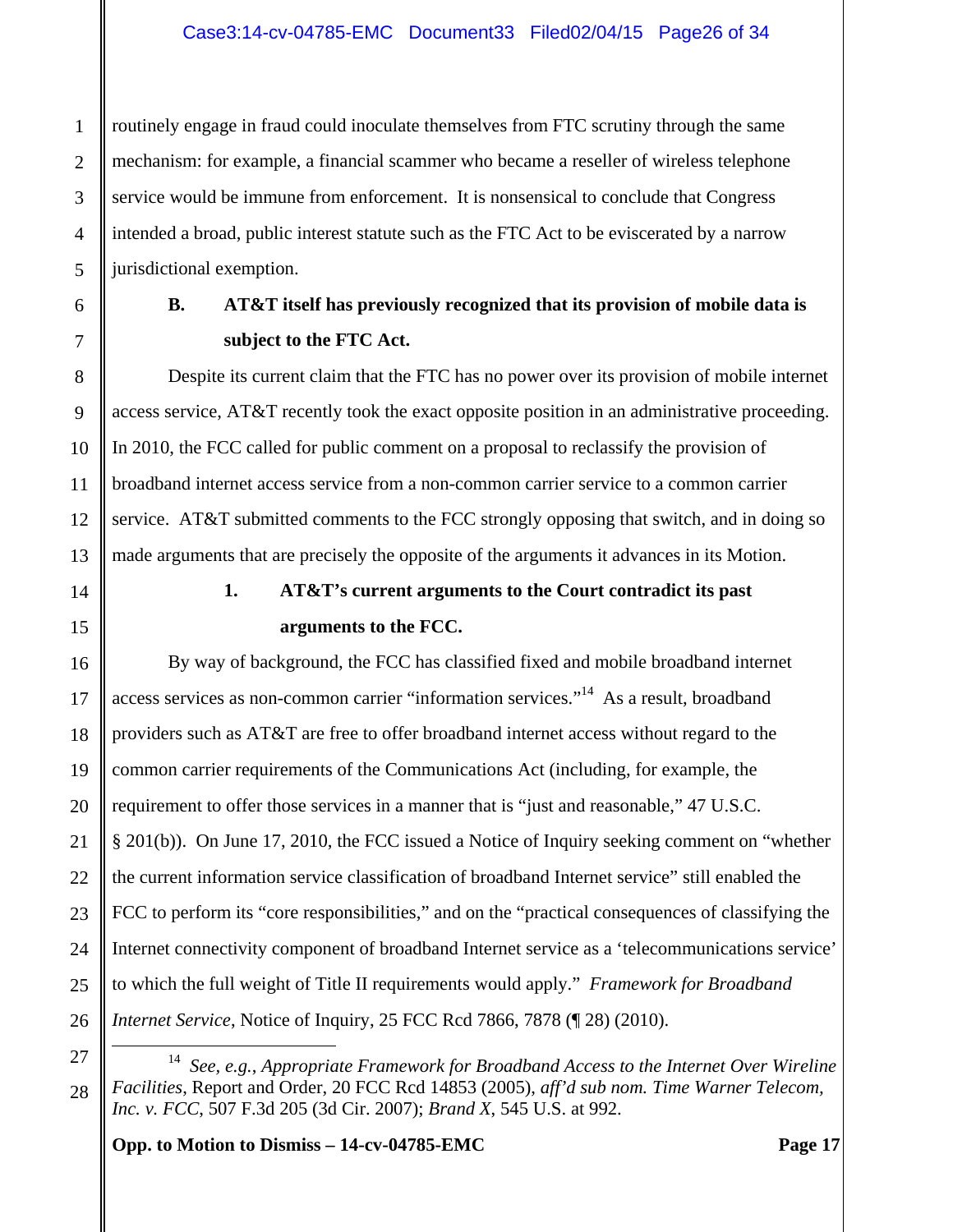routinely engage in fraud could inoculate themselves from FTC scrutiny through the same mechanism: for example, a financial scammer who became a reseller of wireless telephone service would be immune from enforcement. It is nonsensical to conclude that Congress intended a broad, public interest statute such as the FTC Act to be eviscerated by a narrow jurisdictional exemption.

### B. AT&T itself has previously recognized that its provision of mobile data is subject to the FTC Act.

Despite its current claim that the FTC has no power over its provision of mobile internet access service, AT&T recently took the exact opposite position in an administrative proceeding. In 2010, the FCC called for public comment on a proposal to reclassify the provision of broadband internet access service from a non-common carrier service to a common carrier service. AT&T submitted comments to the FCC strongly opposing that switch, and in doing so made arguments that are precisely the opposite of the arguments it advances in its Motion.

#### 1. AT&T's current arguments to the Court contradict its past arguments to the FCC.

By way of background, the FCC has classified fixed and mobile broadband internet access services as non-common carrier "information services."[14] As a result, broadband providers such as AT&T are free to offer broadband internet access without regard to the common carrier requirements of the Communications Act (including, for example, the requirement to offer those services in a manner that is "just and reasonable," 47 U.S.C. § 201(b)). On June 17, 2010, the FCC issued a Notice of Inquiry seeking comment on "whether the current information service classification of broadband Internet service" still enabled the FCC to perform its "core responsibilities," and on the "practical consequences of classifying the Internet connectivity component of broadband Internet service as a 'telecommunications service' to which the full weight of Title II requirements would apply." *Framework for Broadband Internet Service*, Notice of Inquiry, 25 FCC Rcd 7866, 7878 (¶ 28) (2010).

---

[14] *See, e.g.*, *Appropriate Framework for Broadband Access to the Internet Over Wireline Facilities*, Report and Order, 20 FCC Rcd 14853 (2005), *aff'd sub nom. Time Warner Telecom, Inc. v. FCC*, 507 F.3d 205 (3d Cir. 2007); *Brand X*, 545 U.S. at 992.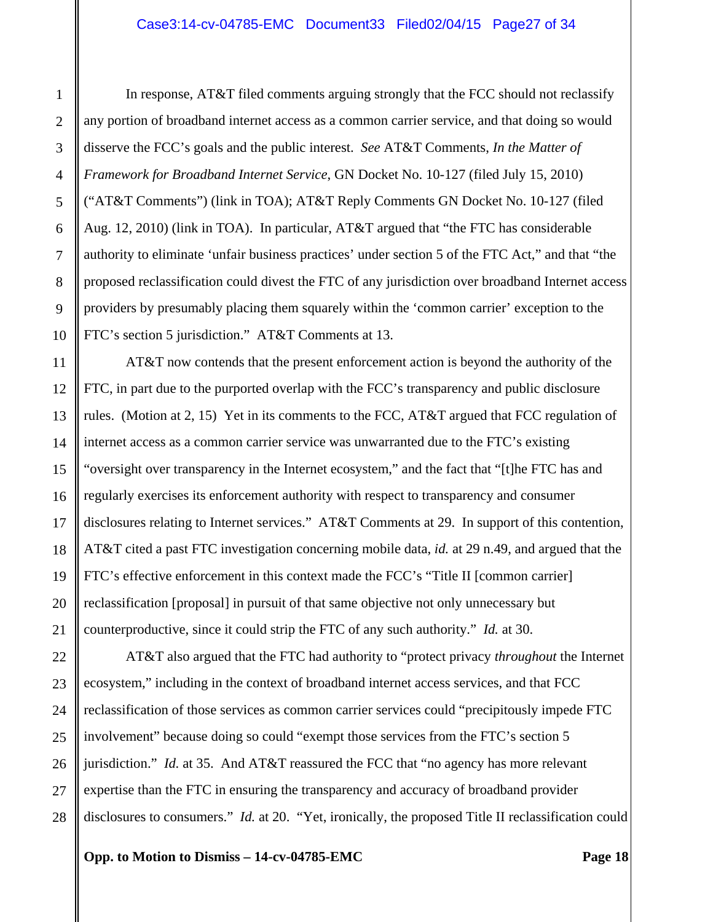In response, AT&T filed comments arguing strongly that the FCC should not reclassify any portion of broadband internet access as a common carrier service, and that doing so would disserve the FCC's goals and the public interest. *See* AT&T Comments, *In the Matter of Framework for Broadband Internet Service*, GN Docket No. 10-127 (filed July 15, 2010) ("AT&T Comments") (link in TOA); AT&T Reply Comments GN Docket No. 10-127 (filed Aug. 12, 2010) (link in TOA). In particular, AT&T argued that "the FTC has considerable authority to eliminate 'unfair business practices' under section 5 of the FTC Act," and that "the proposed reclassification could divest the FTC of any jurisdiction over broadband Internet access providers by presumably placing them squarely within the 'common carrier' exception to the FTC's section 5 jurisdiction." AT&T Comments at 13.

AT&T now contends that the present enforcement action is beyond the authority of the FTC, in part due to the purported overlap with the FCC's transparency and public disclosure rules. (Motion at 2, 15) Yet in its comments to the FCC, AT&T argued that FCC regulation of internet access as a common carrier service was unwarranted due to the FTC's existing "oversight over transparency in the Internet ecosystem," and the fact that "[t]he FTC has and regularly exercises its enforcement authority with respect to transparency and consumer disclosures relating to Internet services." AT&T Comments at 29. In support of this contention, AT&T cited a past FTC investigation concerning mobile data, *id.* at 29 n.49, and argued that the FTC's effective enforcement in this context made the FCC's "Title II [common carrier] reclassification [proposal] in pursuit of that same objective not only unnecessary but counterproductive, since it could strip the FTC of any such authority." *Id.* at 30.

AT&T also argued that the FTC had authority to "protect privacy *throughout* the Internet ecosystem," including in the context of broadband internet access services, and that FCC reclassification of those services as common carrier services could "precipitously impede FTC involvement" because doing so could "exempt those services from the FTC's section 5 jurisdiction." *Id.* at 35. And AT&T reassured the FCC that "no agency has more relevant expertise than the FTC in ensuring the transparency and accuracy of broadband provider disclosures to consumers." *Id.* at 20. "Yet, ironically, the proposed Title II reclassification could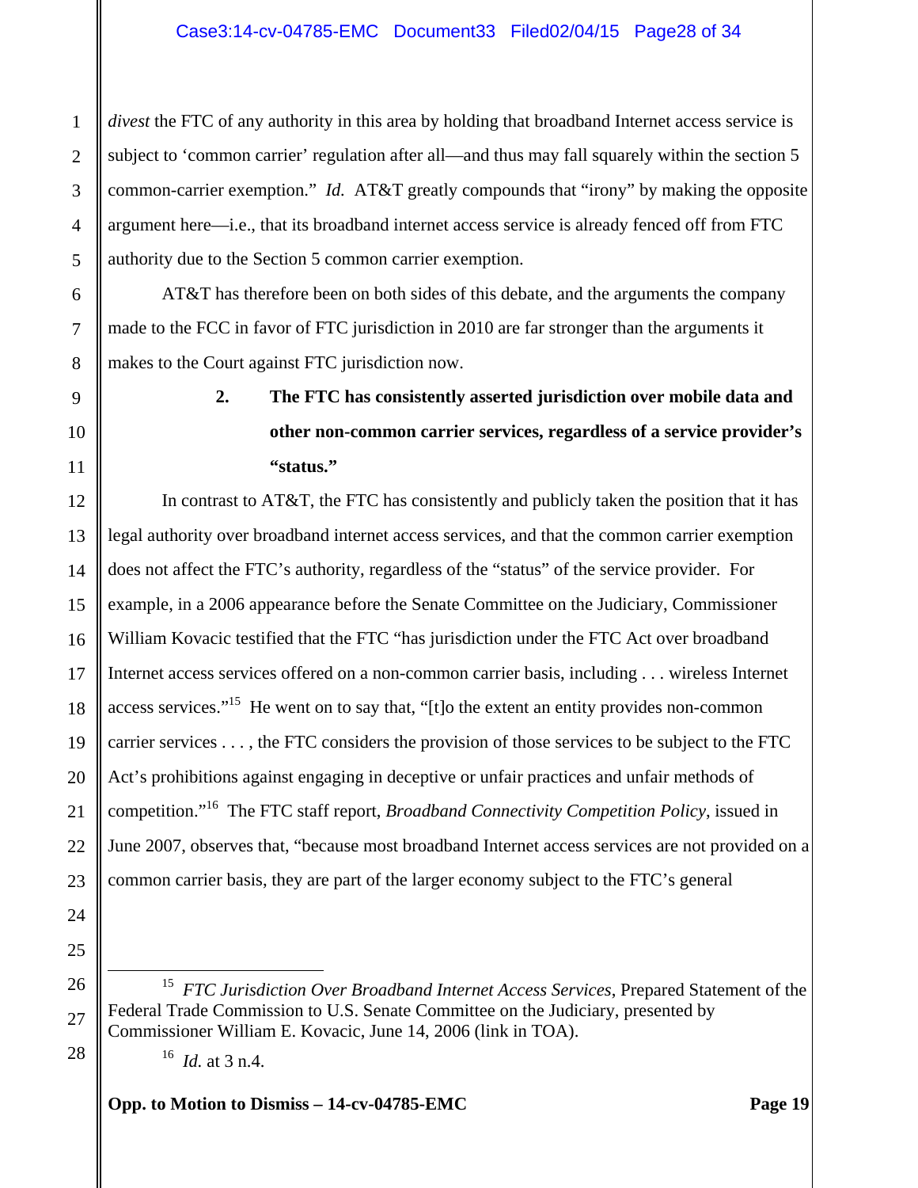*divest* the FTC of any authority in this area by holding that broadband Internet access service is subject to 'common carrier' regulation after all—and thus may fall squarely within the section 5 common-carrier exemption." *Id.* AT&T greatly compounds that "irony" by making the opposite argument here—i.e., that its broadband internet access service is already fenced off from FTC authority due to the Section 5 common carrier exemption.

AT&T has therefore been on both sides of this debate, and the arguments the company made to the FCC in favor of FTC jurisdiction in 2010 are far stronger than the arguments it makes to the Court against FTC jurisdiction now.

**2. The FTC has consistently asserted jurisdiction over mobile data and other non-common carrier services, regardless of a service provider's "status."**

In contrast to AT&T, the FTC has consistently and publicly taken the position that it has legal authority over broadband internet access services, and that the common carrier exemption does not affect the FTC's authority, regardless of the "status" of the service provider. For example, in a 2006 appearance before the Senate Committee on the Judiciary, Commissioner William Kovacic testified that the FTC "has jurisdiction under the FTC Act over broadband Internet access services offered on a non-common carrier basis, including . . . wireless Internet access services."[15] He went on to say that, "[t]o the extent an entity provides non-common carrier services . . . , the FTC considers the provision of those services to be subject to the FTC Act's prohibitions against engaging in deceptive or unfair practices and unfair methods of competition."[16] The FTC staff report, *Broadband Connectivity Competition Policy*, issued in June 2007, observes that, "because most broadband Internet access services are not provided on a common carrier basis, they are part of the larger economy subject to the FTC's general

---

[15] *FTC Jurisdiction Over Broadband Internet Access Services*, Prepared Statement of the Federal Trade Commission to U.S. Senate Committee on the Judiciary, presented by Commissioner William E. Kovacic, June 14, 2006 (link in TOA).

[16] *Id.* at 3 n.4.

**Opp. to Motion to Dismiss – 14-cv-04785-EMC**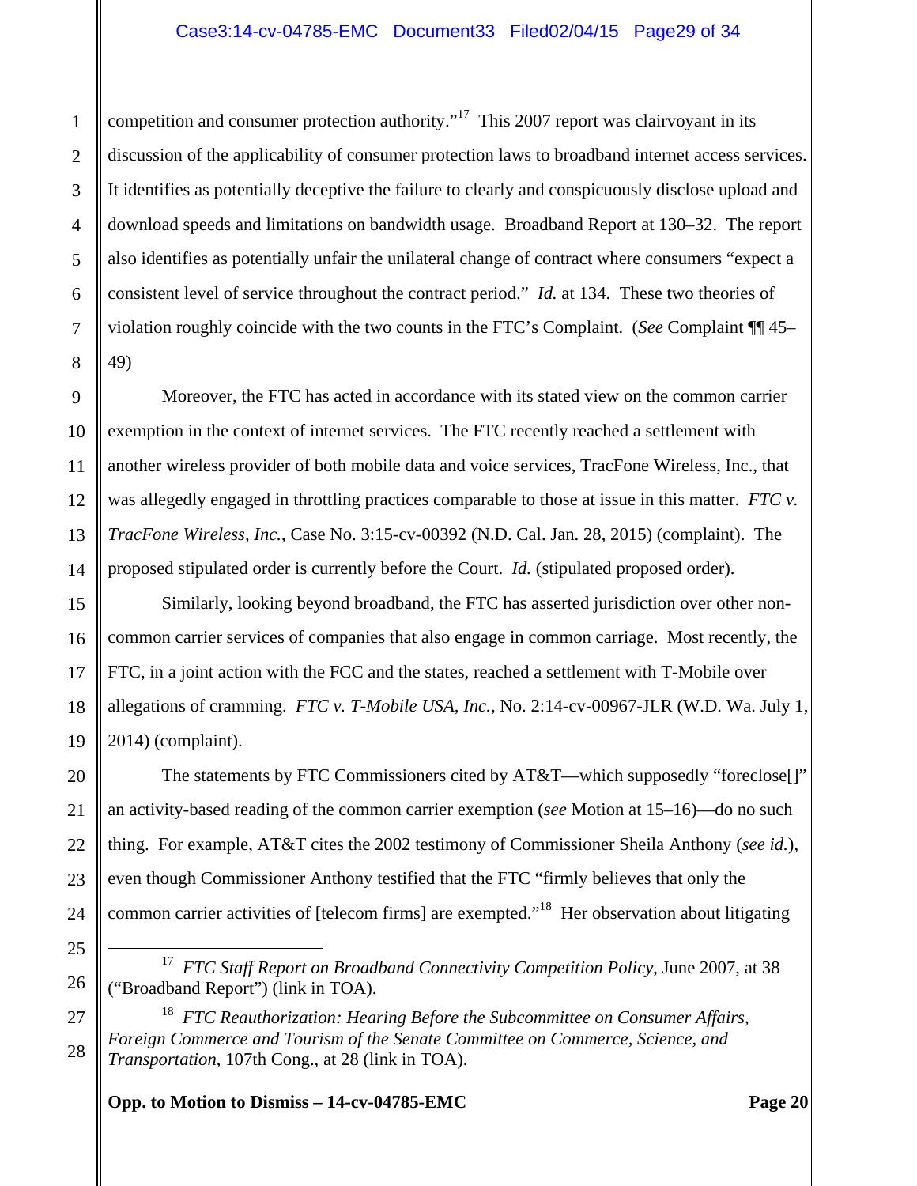competition and consumer protection authority."[17] This 2007 report was clairvoyant in its discussion of the applicability of consumer protection laws to broadband internet access services. It identifies as potentially deceptive the failure to clearly and conspicuously disclose upload and download speeds and limitations on bandwidth usage. Broadband Report at 130–32. The report also identifies as potentially unfair the unilateral change of contract where consumers "expect a consistent level of service throughout the contract period." *Id.* at 134. These two theories of violation roughly coincide with the two counts in the FTC's Complaint. (*See* Complaint ¶¶ 45–49)

Moreover, the FTC has acted in accordance with its stated view on the common carrier exemption in the context of internet services. The FTC recently reached a settlement with another wireless provider of both mobile data and voice services, TracFone Wireless, Inc., that was allegedly engaged in throttling practices comparable to those at issue in this matter. *FTC v. TracFone Wireless, Inc.*, Case No. 3:15-cv-00392 (N.D. Cal. Jan. 28, 2015) (complaint). The proposed stipulated order is currently before the Court. *Id.* (stipulated proposed order).

Similarly, looking beyond broadband, the FTC has asserted jurisdiction over other non-common carrier services of companies that also engage in common carriage. Most recently, the FTC, in a joint action with the FCC and the states, reached a settlement with T-Mobile over allegations of cramming. *FTC v. T-Mobile USA, Inc.*, No. 2:14-cv-00967-JLR (W.D. Wa. July 1, 2014) (complaint).

The statements by FTC Commissioners cited by AT&T—which supposedly "foreclose[]" an activity-based reading of the common carrier exemption (*see* Motion at 15–16)—do no such thing. For example, AT&T cites the 2002 testimony of Commissioner Sheila Anthony (*see id.*), even though Commissioner Anthony testified that the FTC "firmly believes that only the common carrier activities of [telecom firms] are exempted."[18] Her observation about litigating

---

[17] *FTC Staff Report on Broadband Connectivity Competition Policy*, June 2007, at 38 ("Broadband Report") (link in TOA).

[18] *FTC Reauthorization: Hearing Before the Subcommittee on Consumer Affairs, Foreign Commerce and Tourism of the Senate Committee on Commerce, Science, and Transportation*, 107th Cong., at 28 (link in TOA).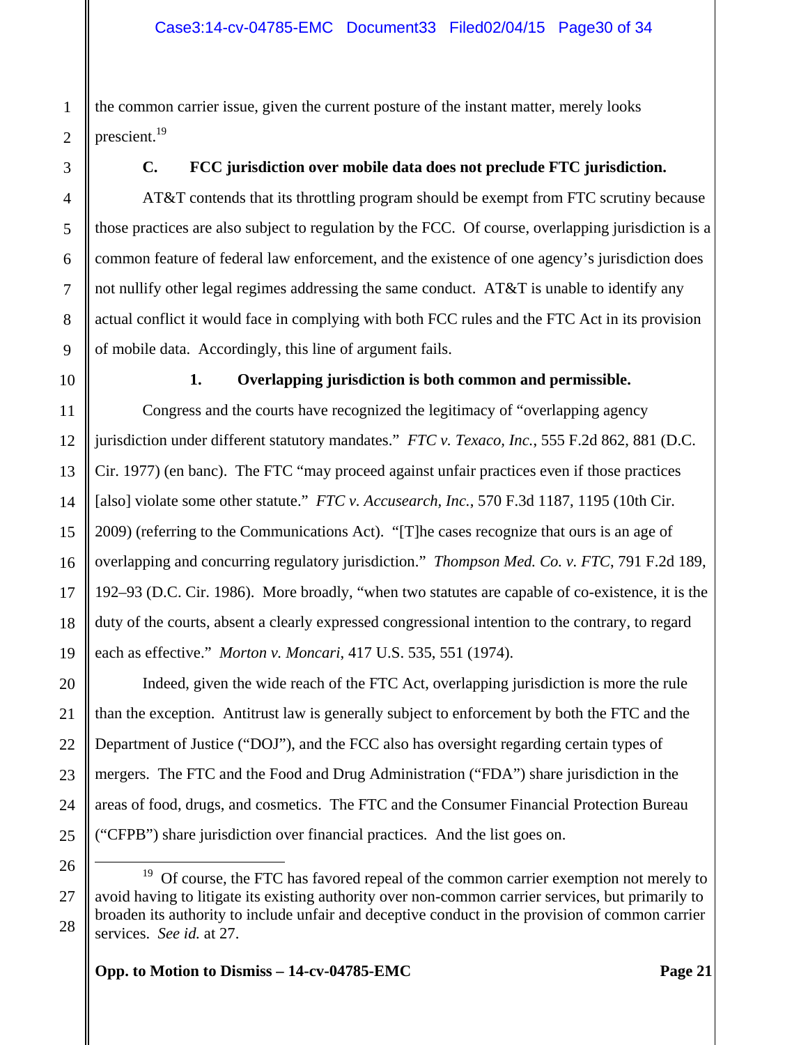the common carrier issue, given the current posture of the instant matter, merely looks prescient.[19]

### C. FCC jurisdiction over mobile data does not preclude FTC jurisdiction.

AT&T contends that its throttling program should be exempt from FTC scrutiny because those practices are also subject to regulation by the FCC. Of course, overlapping jurisdiction is a common feature of federal law enforcement, and the existence of one agency's jurisdiction does not nullify other legal regimes addressing the same conduct. AT&T is unable to identify any actual conflict it would face in complying with both FCC rules and the FTC Act in its provision of mobile data. Accordingly, this line of argument fails.

#### 1. Overlapping jurisdiction is both common and permissible.

Congress and the courts have recognized the legitimacy of "overlapping agency jurisdiction under different statutory mandates." *FTC v. Texaco, Inc.*, 555 F.2d 862, 881 (D.C. Cir. 1977) (en banc). The FTC "may proceed against unfair practices even if those practices [also] violate some other statute." *FTC v. Accusearch, Inc.*, 570 F.3d 1187, 1195 (10th Cir. 2009) (referring to the Communications Act). "[T]he cases recognize that ours is an age of overlapping and concurring regulatory jurisdiction." *Thompson Med. Co. v. FTC*, 791 F.2d 189, 192–93 (D.C. Cir. 1986). More broadly, "when two statutes are capable of co-existence, it is the duty of the courts, absent a clearly expressed congressional intention to the contrary, to regard each as effective." *Morton v. Moncari*, 417 U.S. 535, 551 (1974).

Indeed, given the wide reach of the FTC Act, overlapping jurisdiction is more the rule than the exception. Antitrust law is generally subject to enforcement by both the FTC and the Department of Justice ("DOJ"), and the FCC also has oversight regarding certain types of mergers. The FTC and the Food and Drug Administration ("FDA") share jurisdiction in the areas of food, drugs, and cosmetics. The FTC and the Consumer Financial Protection Bureau ("CFPB") share jurisdiction over financial practices. And the list goes on.

---

[19] Of course, the FTC has favored repeal of the common carrier exemption not merely to avoid having to litigate its existing authority over non-common carrier services, but primarily to broaden its authority to include unfair and deceptive conduct in the provision of common carrier services. *See id.* at 27.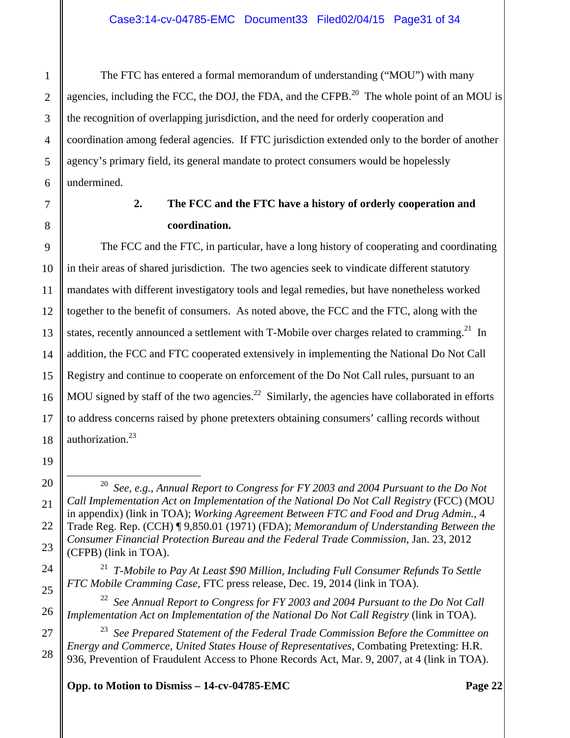The FTC has entered a formal memorandum of understanding ("MOU") with many agencies, including the FCC, the DOJ, the FDA, and the CFPB.[20] The whole point of an MOU is the recognition of overlapping jurisdiction, and the need for orderly cooperation and coordination among federal agencies. If FTC jurisdiction extended only to the border of another agency's primary field, its general mandate to protect consumers would be hopelessly undermined.

**2. The FCC and the FTC have a history of orderly cooperation and coordination.**

The FCC and the FTC, in particular, have a long history of cooperating and coordinating in their areas of shared jurisdiction. The two agencies seek to vindicate different statutory mandates with different investigatory tools and legal remedies, but have nonetheless worked together to the benefit of consumers. As noted above, the FCC and the FTC, along with the states, recently announced a settlement with T-Mobile over charges related to cramming.[21] In addition, the FCC and FTC cooperated extensively in implementing the National Do Not Call Registry and continue to cooperate on enforcement of the Do Not Call rules, pursuant to an MOU signed by staff of the two agencies.[22] Similarly, the agencies have collaborated in efforts to address concerns raised by phone pretexters obtaining consumers' calling records without authorization.[23]

---

[20] *See, e.g.*, *Annual Report to Congress for FY 2003 and 2004 Pursuant to the Do Not Call Implementation Act on Implementation of the National Do Not Call Registry* (FCC) (MOU in appendix) (link in TOA); *Working Agreement Between FTC and Food and Drug Admin.*, 4 Trade Reg. Rep. (CCH) ¶ 9,850.01 (1971) (FDA); *Memorandum of Understanding Between the Consumer Financial Protection Bureau and the Federal Trade Commission*, Jan. 23, 2012 (CFPB) (link in TOA).

[21] *T-Mobile to Pay At Least $90 Million, Including Full Consumer Refunds To Settle FTC Mobile Cramming Case*, FTC press release, Dec. 19, 2014 (link in TOA).

[22] *See Annual Report to Congress for FY 2003 and 2004 Pursuant to the Do Not Call Implementation Act on Implementation of the National Do Not Call Registry* (link in TOA).

[23] *See Prepared Statement of the Federal Trade Commission Before the Committee on Energy and Commerce, United States House of Representatives*, Combating Pretexting: H.R. 936, Prevention of Fraudulent Access to Phone Records Act, Mar. 9, 2007, at 4 (link in TOA).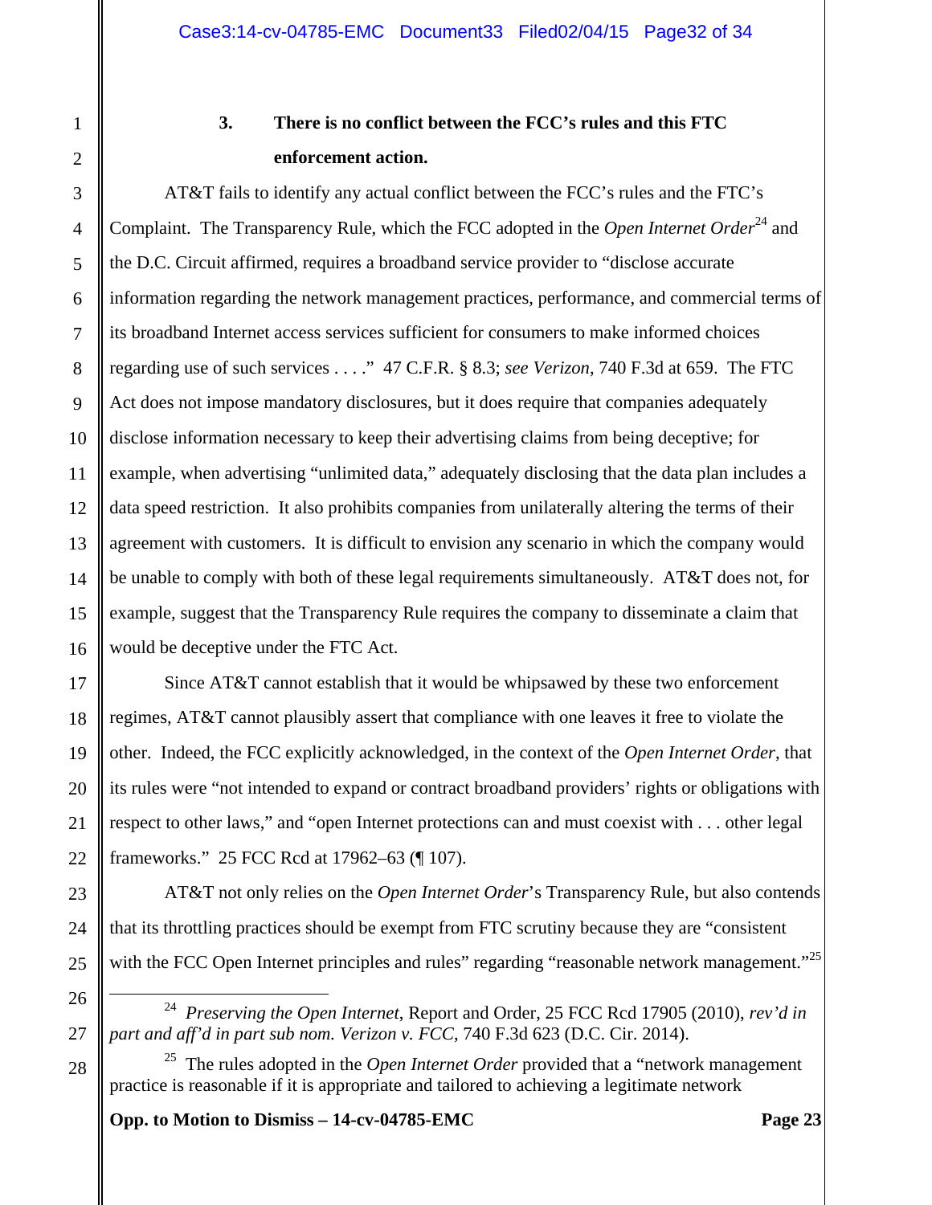### 3. There is no conflict between the FCC's rules and this FTC enforcement action.

AT&T fails to identify any actual conflict between the FCC's rules and the FTC's Complaint. The Transparency Rule, which the FCC adopted in the *Open Internet Order*[24] and the D.C. Circuit affirmed, requires a broadband service provider to "disclose accurate information regarding the network management practices, performance, and commercial terms of its broadband Internet access services sufficient for consumers to make informed choices regarding use of such services . . . ." 47 C.F.R. § 8.3; *see Verizon*, 740 F.3d at 659. The FTC Act does not impose mandatory disclosures, but it does require that companies adequately disclose information necessary to keep their advertising claims from being deceptive; for example, when advertising "unlimited data," adequately disclosing that the data plan includes a data speed restriction. It also prohibits companies from unilaterally altering the terms of their agreement with customers. It is difficult to envision any scenario in which the company would be unable to comply with both of these legal requirements simultaneously. AT&T does not, for example, suggest that the Transparency Rule requires the company to disseminate a claim that would be deceptive under the FTC Act.

Since AT&T cannot establish that it would be whipsawed by these two enforcement regimes, AT&T cannot plausibly assert that compliance with one leaves it free to violate the other. Indeed, the FCC explicitly acknowledged, in the context of the *Open Internet Order*, that its rules were "not intended to expand or contract broadband providers' rights or obligations with respect to other laws," and "open Internet protections can and must coexist with . . . other legal frameworks." 25 FCC Rcd at 17962–63 (¶ 107).

AT&T not only relies on the *Open Internet Order*'s Transparency Rule, but also contends that its throttling practices should be exempt from FTC scrutiny because they are "consistent with the FCC Open Internet principles and rules" regarding "reasonable network management."[25]

---

[24] *Preserving the Open Internet*, Report and Order, 25 FCC Rcd 17905 (2010), *rev'd in part and aff'd in part sub nom. Verizon v. FCC*, 740 F.3d 623 (D.C. Cir. 2014).

[25] The rules adopted in the *Open Internet Order* provided that a "network management practice is reasonable if it is appropriate and tailored to achieving a legitimate network

**Opp. to Motion to Dismiss – 14-cv-04785-EMC**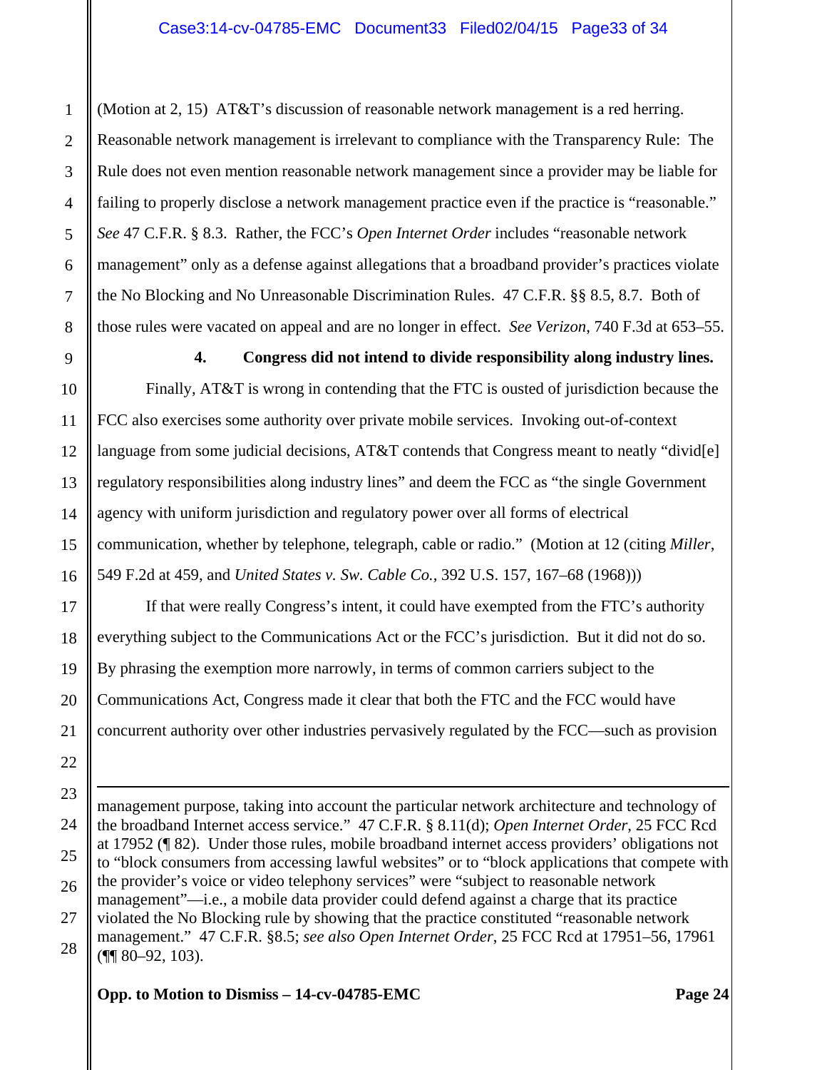(Motion at 2, 15) AT&T's discussion of reasonable network management is a red herring. Reasonable network management is irrelevant to compliance with the Transparency Rule: The Rule does not even mention reasonable network management since a provider may be liable for failing to properly disclose a network management practice even if the practice is "reasonable." *See* 47 C.F.R. § 8.3. Rather, the FCC's *Open Internet Order* includes "reasonable network management" only as a defense against allegations that a broadband provider's practices violate the No Blocking and No Unreasonable Discrimination Rules. 47 C.F.R. §§ 8.5, 8.7. Both of those rules were vacated on appeal and are no longer in effect. *See Verizon*, 740 F.3d at 653–55.

**4. Congress did not intend to divide responsibility along industry lines.**

Finally, AT&T is wrong in contending that the FTC is ousted of jurisdiction because the FCC also exercises some authority over private mobile services. Invoking out-of-context language from some judicial decisions, AT&T contends that Congress meant to neatly "divid[e] regulatory responsibilities along industry lines" and deem the FCC as "the single Government agency with uniform jurisdiction and regulatory power over all forms of electrical communication, whether by telephone, telegraph, cable or radio." (Motion at 12 (citing *Miller*, 549 F.2d at 459, and *United States v. Sw. Cable Co.*, 392 U.S. 157, 167–68 (1968)))

If that were really Congress's intent, it could have exempted from the FTC's authority everything subject to the Communications Act or the FCC's jurisdiction. But it did not do so. By phrasing the exemption more narrowly, in terms of common carriers subject to the Communications Act, Congress made it clear that both the FTC and the FCC would have concurrent authority over other industries pervasively regulated by the FCC—such as provision

---

management purpose, taking into account the particular network architecture and technology of the broadband Internet access service." 47 C.F.R. § 8.11(d); *Open Internet Order*, 25 FCC Rcd at 17952 (¶ 82). Under those rules, mobile broadband internet access providers' obligations not to "block consumers from accessing lawful websites" or to "block applications that compete with the provider's voice or video telephony services" were "subject to reasonable network management"—i.e., a mobile data provider could defend against a charge that its practice violated the No Blocking rule by showing that the practice constituted "reasonable network management." 47 C.F.R. §8.5; *see also Open Internet Order*, 25 FCC Rcd at 17951–56, 17961 (¶¶ 80–92, 103).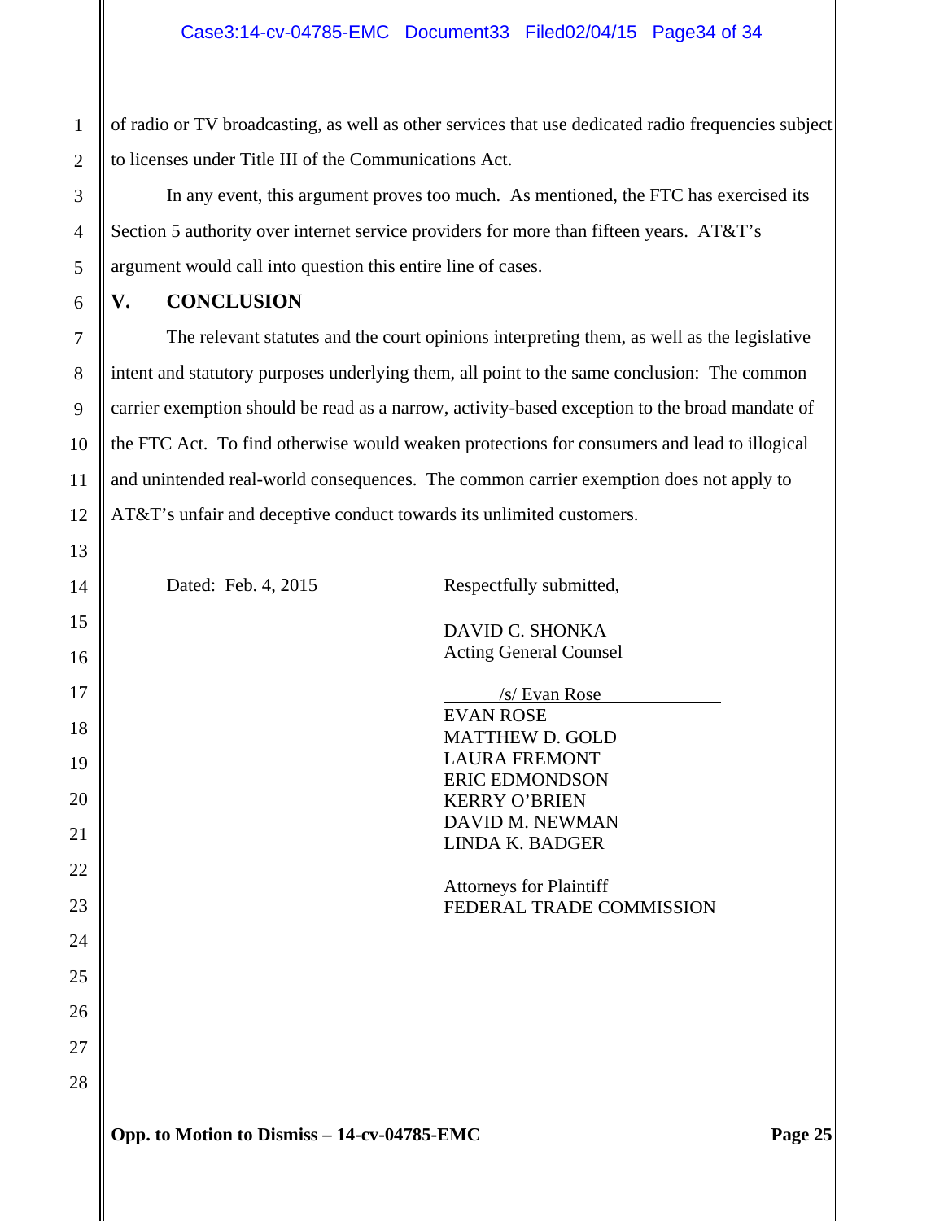of radio or TV broadcasting, as well as other services that use dedicated radio frequencies subject to licenses under Title III of the Communications Act.

In any event, this argument proves too much. As mentioned, the FTC has exercised its Section 5 authority over internet service providers for more than fifteen years. AT&T's argument would call into question this entire line of cases.

## V. CONCLUSION

The relevant statutes and the court opinions interpreting them, as well as the legislative intent and statutory purposes underlying them, all point to the same conclusion: The common carrier exemption should be read as a narrow, activity-based exception to the broad mandate of the FTC Act. To find otherwise would weaken protections for consumers and lead to illogical and unintended real-world consequences. The common carrier exemption does not apply to AT&T's unfair and deceptive conduct towards its unlimited customers.

Dated: Feb. 4, 2015

Respectfully submitted,

DAVID C. SHONKA
Acting General Counsel

/s/ Evan Rose
EVAN ROSE
MATTHEW D. GOLD
LAURA FREMONT
ERIC EDMONDSON
KERRY O'BRIEN
DAVID M. NEWMAN
LINDA K. BADGER

Attorneys for Plaintiff
FEDERAL TRADE COMMISSION